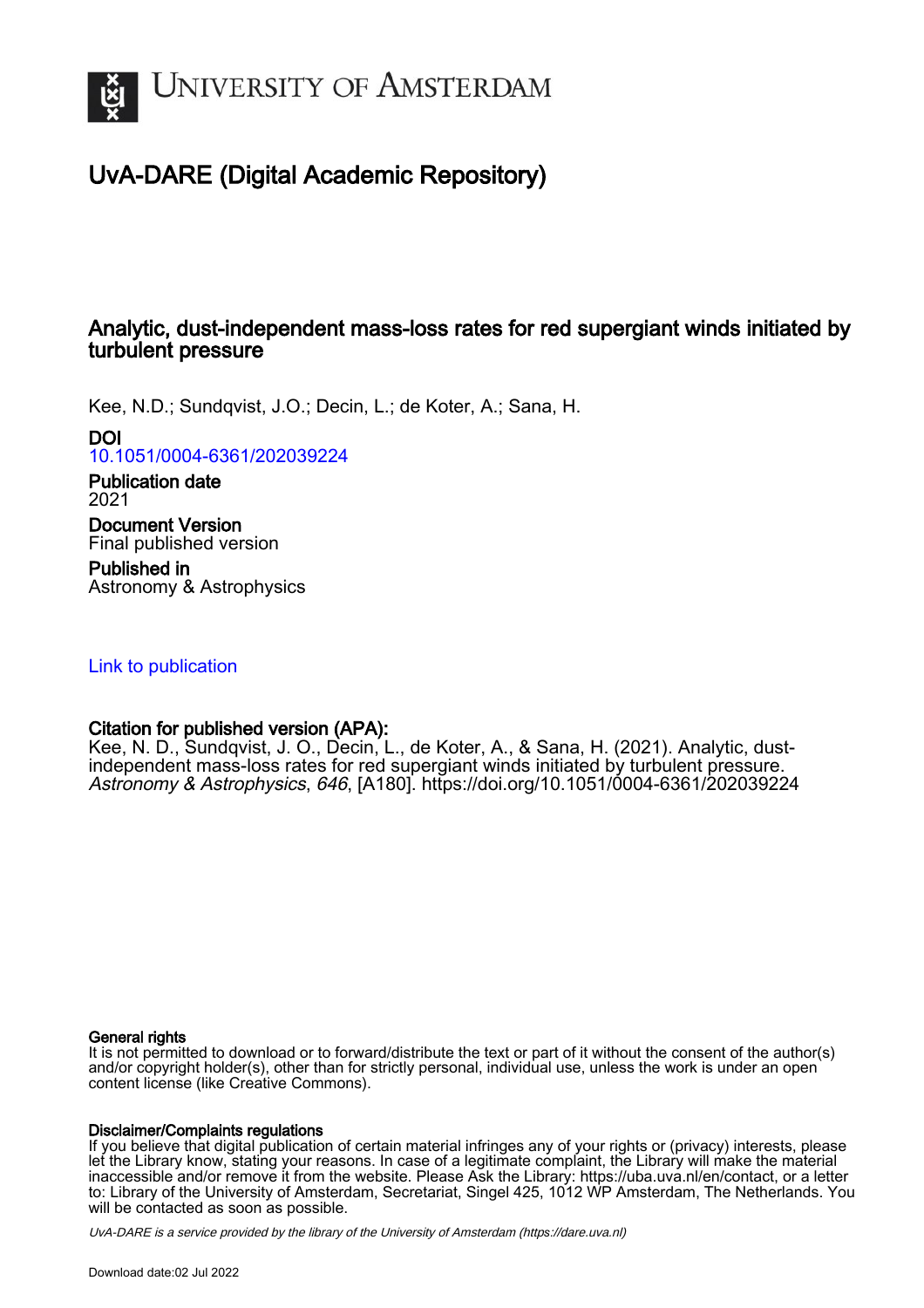# UvA-DARE (Digital Academic Repository)

## Analytic, dust-independent mass-loss rates for red supergiant winds initiated by turbulent pressure

Kee, N.D.; Sundqvist, J.O.; Decin, L.; de Koter, A.; Sana, H.

**DOI**
10.1051/0004-6361/202039224

**Publication date**
2021

**Document Version**
Final published version

**Published in**
Astronomy & Astrophysics

Link to publication

**Citation for published version (APA):**
Kee, N. D., Sundqvist, J. O., Decin, L., de Koter, A., & Sana, H. (2021). Analytic, dust-independent mass-loss rates for red supergiant winds initiated by turbulent pressure. *Astronomy & Astrophysics*, *646*, [A180]. https://doi.org/10.1051/0004-6361/202039224

**General rights**
It is not permitted to download or to forward/distribute the text or part of it without the consent of the author(s) and/or copyright holder(s), other than for strictly personal, individual use, unless the work is under an open content license (like Creative Commons).

**Disclaimer/Complaints regulations**
If you believe that digital publication of certain material infringes any of your rights or (privacy) interests, please let the Library know, stating your reasons. In case of a legitimate complaint, the Library will make the material inaccessible and/or remove it from the website. Please Ask the Library: https://uba.uva.nl/en/contact, or a letter to: Library of the University of Amsterdam, Secretariat, Singel 425, 1012 WP Amsterdam, The Netherlands. You will be contacted as soon as possible.

*UvA-DARE is a service provided by the library of the University of Amsterdam (https://dare.uva.nl)*

Download date:02 Jul 2022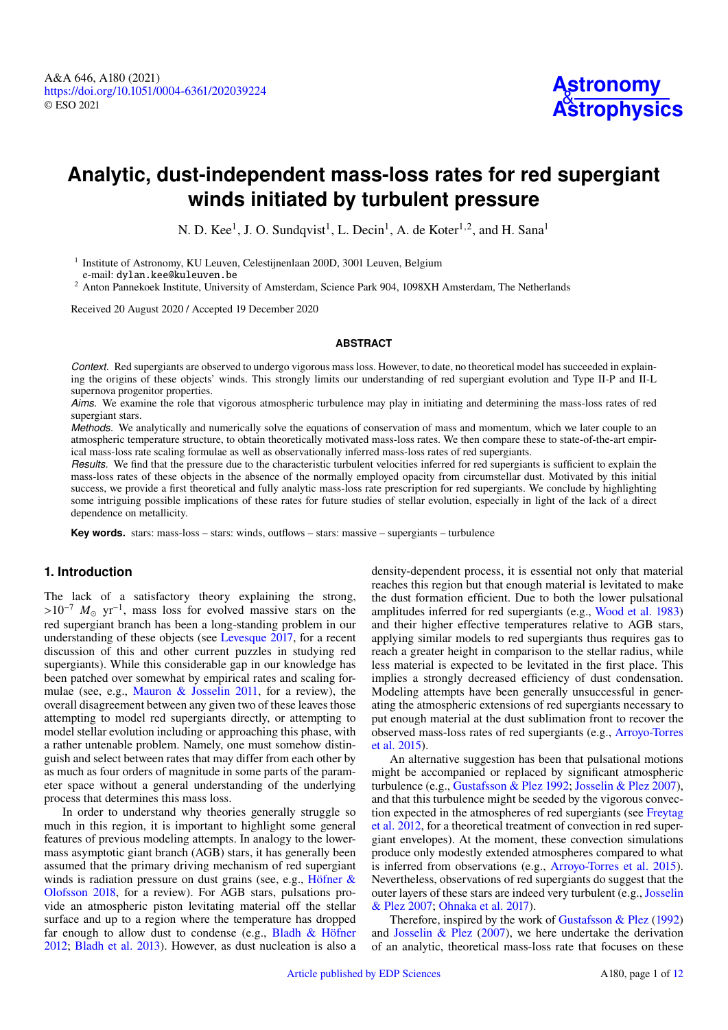# Analytic, dust-independent mass-loss rates for red supergiant winds initiated by turbulent pressure

N. D. Kee[1], J. O. Sundqvist[1], L. Decin[1], A. de Koter[1,2], and H. Sana[1]

[1] Institute of Astronomy, KU Leuven, Celestijnenlaan 200D, 3001 Leuven, Belgium
e-mail: dylan.kee@kuleuven.be

[2] Anton Pannekoek Institute, University of Amsterdam, Science Park 904, 1098XH Amsterdam, The Netherlands

Received 20 August 2020 / Accepted 19 December 2020

## ABSTRACT

*Context.* Red supergiants are observed to undergo vigorous mass loss. However, to date, no theoretical model has succeeded in explaining the origins of these objects' winds. This strongly limits our understanding of red supergiant evolution and Type II-P and II-L supernova progenitor properties.

*Aims.* We examine the role that vigorous atmospheric turbulence may play in initiating and determining the mass-loss rates of red supergiant stars.

*Methods.* We analytically and numerically solve the equations of conservation of mass and momentum, which we later couple to an atmospheric temperature structure, to obtain theoretically motivated mass-loss rates. We then compare these to state-of-the-art empirical mass-loss rate scaling formulae as well as observationally inferred mass-loss rates of red supergiants.

*Results.* We find that the pressure due to the characteristic turbulent velocities inferred for red supergiants is sufficient to explain the mass-loss rates of these objects in the absence of the normally employed opacity from circumstellar dust. Motivated by this initial success, we provide a first theoretical and fully analytic mass-loss rate prescription for red supergiants. We conclude by highlighting some intriguing possible implications of these rates for future studies of stellar evolution, especially in light of the lack of a direct dependence on metallicity.

**Key words.** stars: mass-loss – stars: winds, outflows – stars: massive – supergiants – turbulence

## 1. Introduction

The lack of a satisfactory theory explaining the strong, $>10^{-7}\ M_\odot\ \mathrm{yr}^{-1}$, mass loss for evolved massive stars on the red supergiant branch has been a long-standing problem in our understanding of these objects (see Levesque 2017, for a recent discussion of this and other current puzzles in studying red supergiants). While this considerable gap in our knowledge has been patched over somewhat by empirical rates and scaling formulae (see, e.g., Mauron & Josselin 2011, for a review), the overall disagreement between any given two of these leaves those attempting to model red supergiants directly, or attempting to model stellar evolution including or approaching this phase, with a rather untenable problem. Namely, one must somehow distinguish and select between rates that may differ from each other by as much as four orders of magnitude in some parts of the parameter space without a general understanding of the underlying process that determines this mass loss.

In order to understand why theories generally struggle so much in this region, it is important to highlight some general features of previous modeling attempts. In analogy to the lower-mass asymptotic giant branch (AGB) stars, it has generally been assumed that the primary driving mechanism of red supergiant winds is radiation pressure on dust grains (see, e.g., Höfner & Olofsson 2018, for a review). For AGB stars, pulsations provide an atmospheric piston levitating material off the stellar surface and up to a region where the temperature has dropped far enough to allow dust to condense (e.g., Bladh & Höfner 2012; Bladh et al. 2013). However, as dust nucleation is also a density-dependent process, it is essential not only that material reaches this region but that enough material is levitated to make the dust formation efficient. Due to both the lower pulsational amplitudes inferred for red supergiants (e.g., Wood et al. 1983) and their higher effective temperatures relative to AGB stars, applying similar models to red supergiants thus requires gas to reach a greater height in comparison to the stellar radius, while less material is expected to be levitated in the first place. This implies a strongly decreased efficiency of dust condensation. Modeling attempts have been generally unsuccessful in generating the atmospheric extensions of red supergiants necessary to put enough material at the dust sublimation front to recover the observed mass-loss rates of red supergiants (e.g., Arroyo-Torres et al. 2015).

An alternative suggestion has been that pulsational motions might be accompanied or replaced by significant atmospheric turbulence (e.g., Gustafsson & Plez 1992; Josselin & Plez 2007), and that this turbulence might be seeded by the vigorous convection expected in the atmospheres of red supergiants (see Freytag et al. 2012, for a theoretical treatment of convection in red supergiant envelopes). At the moment, these convection simulations produce only modestly extended atmospheres compared to what is inferred from observations (e.g., Arroyo-Torres et al. 2015). Nevertheless, observations of red supergiants do suggest that the outer layers of these stars are indeed very turbulent (e.g., Josselin & Plez 2007; Ohnaka et al. 2017).

Therefore, inspired by the work of Gustafsson & Plez (1992) and Josselin & Plez (2007), we here undertake the derivation of an analytic, theoretical mass-loss rate that focuses on these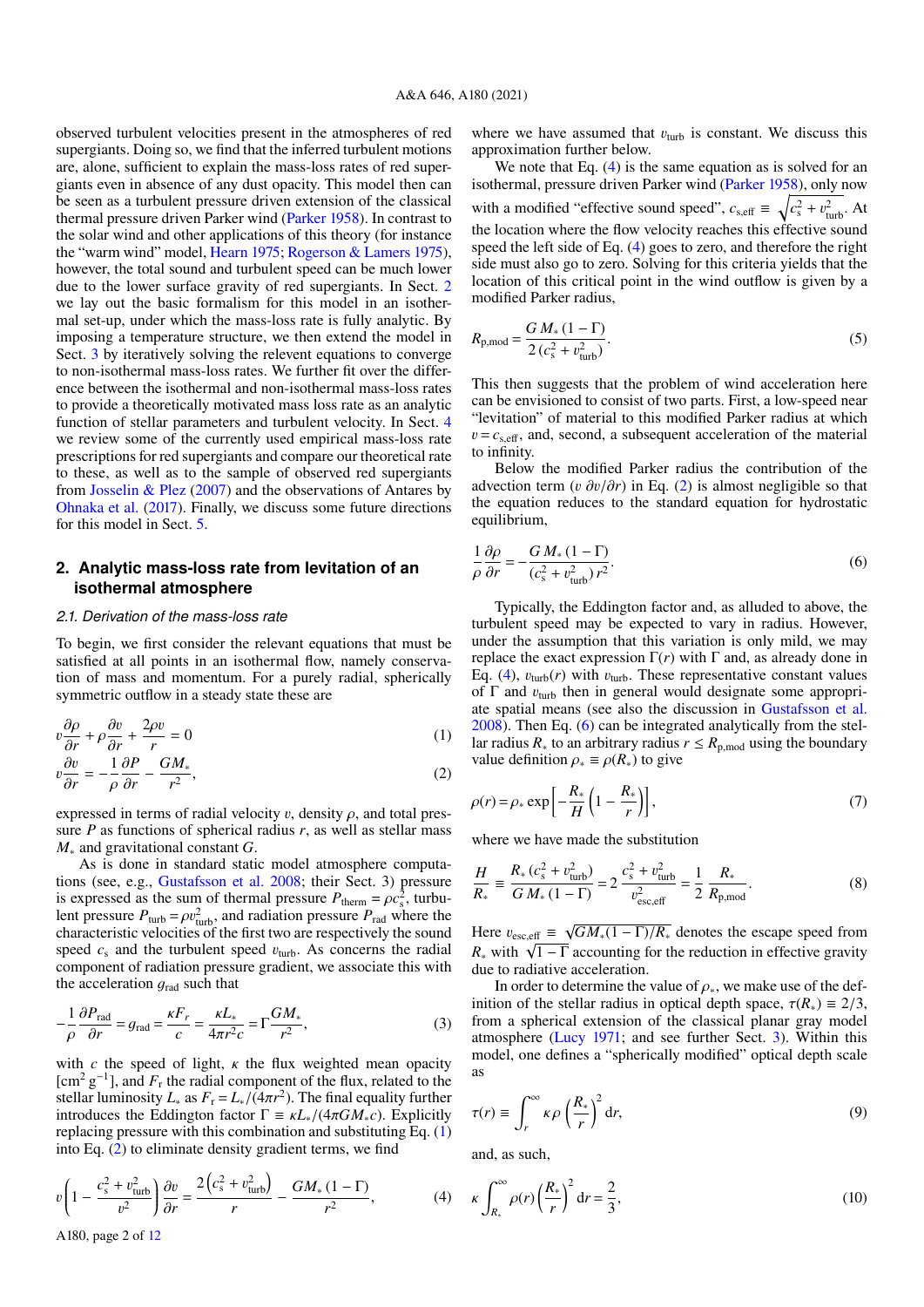observed turbulent velocities present in the atmospheres of red supergiants. Doing so, we find that the inferred turbulent motions are, alone, sufficient to explain the mass-loss rates of red supergiants even in absence of any dust opacity. This model then can be seen as a turbulent pressure driven extension of the classical thermal pressure driven Parker wind (Parker 1958). In contrast to the solar wind and other applications of this theory (for instance the "warm wind" model, Hearn 1975; Rogerson & Lamers 1975), however, the total sound and turbulent speed can be much lower due to the lower surface gravity of red supergiants. In Sect. 2 we lay out the basic formalism for this model in an isothermal set-up, under which the mass-loss rate is fully analytic. By imposing a temperature structure, we then extend the model in Sect. 3 by iteratively solving the relevent equations to converge to non-isothermal mass-loss rates. We further fit over the difference between the isothermal and non-isothermal mass-loss rates to provide a theoretically motivated mass loss rate as an analytic function of stellar parameters and turbulent velocity. In Sect. 4 we review some of the currently used empirical mass-loss rate prescriptions for red supergiants and compare our theoretical rate to these, as well as to the sample of observed red supergiants from Josselin & Plez (2007) and the observations of Antares by Ohnaka et al. (2017). Finally, we discuss some future directions for this model in Sect. 5.

## 2. Analytic mass-loss rate from levitation of an isothermal atmosphere

### 2.1. Derivation of the mass-loss rate

To begin, we first consider the relevant equations that must be satisfied at all points in an isothermal flow, namely conservation of mass and momentum. For a purely radial, spherically symmetric outflow in a steady state these are

$$v\frac{\partial \rho}{\partial r} + \rho\frac{\partial v}{\partial r} + \frac{2\rho v}{r} = 0 \tag{1}$$

$$v\frac{\partial v}{\partial r} = -\frac{1}{\rho}\frac{\partial P}{\partial r} - \frac{GM_*}{r^2}, \tag{2}$$

expressed in terms of radial velocity $v$, density $\rho$, and total pressure $P$ as functions of spherical radius $r$, as well as stellar mass $M_*$ and gravitational constant $G$.

As is done in standard static model atmosphere computations (see, e.g., Gustafsson et al. 2008; their Sect. 3) pressure is expressed as the sum of thermal pressure $P_{\rm therm} = \rho c_{\rm s}^2$, turbulent pressure $P_{\rm turb} = \rho v_{\rm turb}^2$, and radiation pressure $P_{\rm rad}$ where the characteristic velocities of the first two are respectively the sound speed $c_{\rm s}$ and the turbulent speed $v_{\rm turb}$. As concerns the radial component of radiation pressure gradient, we associate this with the acceleration $g_{\rm rad}$ such that

$$-\frac{1}{\rho}\frac{\partial P_{\rm rad}}{\partial r} = g_{\rm rad} = \frac{\kappa F_r}{c} = \frac{\kappa L_*}{4\pi r^2 c} = \Gamma\frac{GM_*}{r^2}, \tag{3}$$

with $c$ the speed of light, $\kappa$ the flux weighted mean opacity [cm$^2$ g$^{-1}$], and $F_{\rm r}$ the radial component of the flux, related to the stellar luminosity $L_*$ as $F_{\rm r} = L_*/(4\pi r^2)$. The final equality further introduces the Eddington factor $\Gamma \equiv \kappa L_*/(4\pi G M_* c)$. Explicitly replacing pressure with this combination and substituting Eq. (1) into Eq. (2) to eliminate density gradient terms, we find

$$v\left(1 - \frac{c_{\rm s}^2 + v_{\rm turb}^2}{v^2}\right)\frac{\partial v}{\partial r} = \frac{2\left(c_{\rm s}^2 + v_{\rm turb}^2\right)}{r} - \frac{GM_*\,(1-\Gamma)}{r^2}, \tag{4}$$

where we have assumed that $v_{\rm turb}$ is constant. We discuss this approximation further below.

We note that Eq. (4) is the same equation as is solved for an isothermal, pressure driven Parker wind (Parker 1958), only now with a modified "effective sound speed", $c_{\rm s,eff} \equiv \sqrt{c_{\rm s}^2 + v_{\rm turb}^2}$. At the location where the flow velocity reaches this effective sound speed the left side of Eq. (4) goes to zero, and therefore the right side must also go to zero. Solving for this criteria yields that the location of this critical point in the wind outflow is given by a modified Parker radius,

$$R_{\rm p,mod} = \frac{G\,M_*\,(1-\Gamma)}{2\,(c_{\rm s}^2 + v_{\rm turb}^2)}. \tag{5}$$

This then suggests that the problem of wind acceleration here can be envisioned to consist of two parts. First, a low-speed near "levitation" of material to this modified Parker radius at which $v = c_{\rm s,eff}$, and, second, a subsequent acceleration of the material to infinity.

Below the modified Parker radius the contribution of the advection term ($v\ \partial v/\partial r$) in Eq. (2) is almost negligible so that the equation reduces to the standard equation for hydrostatic equilibrium,

$$\frac{1}{\rho}\frac{\partial \rho}{\partial r} = -\frac{G\,M_*\,(1-\Gamma)}{(c_{\rm s}^2 + v_{\rm turb}^2)\,r^2}. \tag{6}$$

Typically, the Eddington factor and, as alluded to above, the turbulent speed may be expected to vary in radius. However, under the assumption that this variation is only mild, we may replace the exact expression $\Gamma(r)$ with $\Gamma$ and, as already done in Eq. (4), $v_{\rm turb}(r)$ with $v_{\rm turb}$. These representative constant values of $\Gamma$ and $v_{\rm turb}$ then in general would designate some appropriate spatial means (see also the discussion in Gustafsson et al. 2008). Then Eq. (6) can be integrated analytically from the stellar radius $R_*$ to an arbitrary radius $r \leq R_{\rm p,mod}$ using the boundary value definition $\rho_* \equiv \rho(R_*)$ to give

$$\rho(r) = \rho_*\exp\left[-\frac{R_*}{H}\left(1 - \frac{R_*}{r}\right)\right], \tag{7}$$

where we have made the substitution

$$\frac{H}{R_*} \equiv \frac{R_*\,(c_{\rm s}^2 + v_{\rm turb}^2)}{G\,M_*\,(1-\Gamma)} = 2\,\frac{c_{\rm s}^2 + v_{\rm turb}^2}{v_{\rm esc,eff}^2} = \frac{1}{2}\,\frac{R_*}{R_{\rm p,mod}}. \tag{8}$$

Here $v_{\rm esc,eff} \equiv \sqrt{GM_*(1-\Gamma)/R_*}$ denotes the escape speed from $R_*$ with $\sqrt{1-\Gamma}$ accounting for the reduction in effective gravity due to radiative acceleration.

In order to determine the value of $\rho_*$, we make use of the definition of the stellar radius in optical depth space, $\tau(R_*) \equiv 2/3$, from a spherical extension of the classical planar gray model atmosphere (Lucy 1971; and see further Sect. 3). Within this model, one defines a "spherically modified" optical depth scale as

$$\tau(r) \equiv \int_r^\infty \kappa\,\rho\left(\frac{R_*}{r}\right)^2 {\rm d}r, \tag{9}$$

and, as such,

$$\kappa\int_{R_*}^\infty \rho(r)\left(\frac{R_*}{r}\right)^2 {\rm d}r = \frac{2}{3}, \tag{10}$$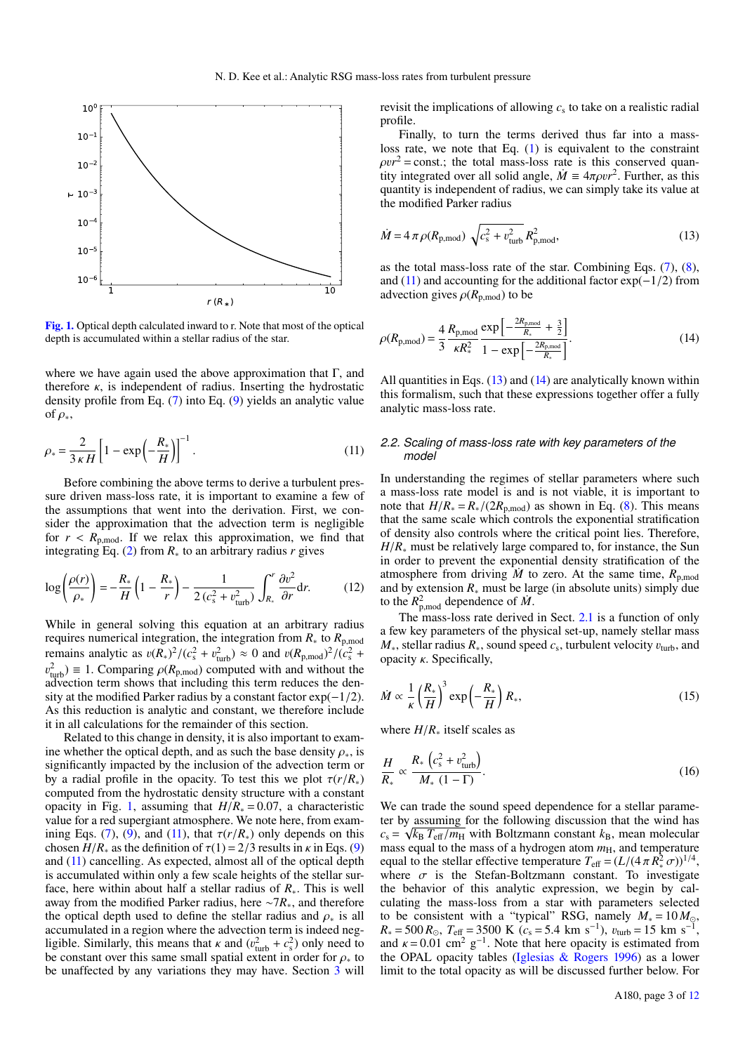Fig. 1. Optical depth calculated inward to r. Note that most of the optical depth is accumulated within a stellar radius of the star.

where we have again used the above approximation that Γ, and therefore $\kappa$, is independent of radius. Inserting the hydrostatic density profile from Eq. (7) into Eq. (9) yields an analytic value of $\rho_*$,

$$\rho_* = \frac{2}{3\,\kappa\,H}\left[1 - \exp\left(-\frac{R_*}{H}\right)\right]^{-1}. \tag{11}$$

Before combining the above terms to derive a turbulent pressure driven mass-loss rate, it is important to examine a few of the assumptions that went into the derivation. First, we consider the approximation that the advection term is negligible for $r < R_{\rm p,mod}$. If we relax this approximation, we find that integrating Eq. (2) from $R_*$ to an arbitrary radius $r$ gives

$$\log\left(\frac{\rho(r)}{\rho_*}\right) = -\frac{R_*}{H}\left(1 - \frac{R_*}{r}\right) - \frac{1}{2\,(c_{\rm s}^2 + v_{\rm turb}^2)}\int_{R_*}^{r}\frac{\partial v^2}{\partial r}{\rm d}r. \tag{12}$$

While in general solving this equation at an arbitrary radius requires numerical integration, the integration from $R_*$ to $R_{\rm p,mod}$ remains analytic as $v(R_*)^2/(c_{\rm s}^2 + v_{\rm turb}^2) \approx 0$ and $v(R_{\rm p,mod})^2/(c_{\rm s}^2 + v_{\rm turb}^2) \equiv 1$. Comparing $\rho(R_{\rm p,mod})$ computed with and without the advection term shows that including this term reduces the density at the modified Parker radius by a constant factor $\exp(-1/2)$. As this reduction is analytic and constant, we therefore include it in all calculations for the remainder of this section.

Related to this change in density, it is also important to examine whether the optical depth, and as such the base density $\rho_*$, is significantly impacted by the inclusion of the advection term or by a radial profile in the opacity. To test this we plot $\tau(r/R_*)$ computed from the hydrostatic density structure with a constant opacity in Fig. 1, assuming that $H/R_* = 0.07$, a characteristic value for a red supergiant atmosphere. We note here, from examining Eqs. (7), (9), and (11), that $\tau(r/R_*)$ only depends on this chosen $H/R_*$ as the definition of $\tau(1) = 2/3$ results in $\kappa$ in Eqs. (9) and (11) cancelling. As expected, almost all of the optical depth is accumulated within only a few scale heights of the stellar surface, here within about half a stellar radius of $R_*$. This is well away from the modified Parker radius, here $\sim 7R_*$, and therefore the optical depth used to define the stellar radius and $\rho_*$ is all accumulated in a region where the advection term is indeed negligible. Similarly, this means that $\kappa$ and $(v_{\rm turb}^2 + c_{\rm s}^2)$ only need to be constant over this same small spatial extent in order for $\rho_*$ to be unaffected by any variations they may have. Section 3 will revisit the implications of allowing $c_{\rm s}$ to take on a realistic radial profile.

Finally, to turn the terms derived thus far into a mass-loss rate, we note that Eq. (1) is equivalent to the constraint $\rho v r^2 = $ const.; the total mass-loss rate is this conserved quantity integrated over all solid angle, $\dot{M} \equiv 4\pi\rho v r^2$. Further, as this quantity is independent of radius, we can simply take its value at the modified Parker radius

$$\dot{M} = 4\,\pi\,\rho(R_{\rm p,mod})\,\sqrt{c_{\rm s}^2 + v_{\rm turb}^2}\,R_{\rm p,mod}^2, \tag{13}$$

as the total mass-loss rate of the star. Combining Eqs. (7), (8), and (11) and accounting for the additional factor $\exp(-1/2)$ from advection gives $\rho(R_{\rm p,mod})$ to be

$$\rho(R_{\rm p,mod}) = \frac{4}{3}\frac{R_{\rm p,mod}}{\kappa R_*^2}\frac{\exp\left[-\frac{2R_{\rm p,mod}}{R_*} + \frac{3}{2}\right]}{1 - \exp\left[-\frac{2R_{\rm p,mod}}{R_*}\right]}. \tag{14}$$

All quantities in Eqs. (13) and (14) are analytically known within this formalism, such that these expressions together offer a fully analytic mass-loss rate.

### 2.2. Scaling of mass-loss rate with key parameters of the model

In understanding the regimes of stellar parameters where such a mass-loss rate model is and is not viable, it is important to note that $H/R_* = R_*/(2R_{\rm p,mod})$ as shown in Eq. (8). This means that the same scale which controls the exponential stratification of density also controls where the critical point lies. Therefore, $H/R_*$ must be relatively large compared to, for instance, the Sun in order to prevent the exponential density stratification of the atmosphere from driving $\dot{M}$ to zero. At the same time, $R_{\rm p,mod}$ and by extension $R_*$ must be large (in absolute units) simply due to the $R_{\rm p,mod}^2$ dependence of $\dot{M}$.

The mass-loss rate derived in Sect. 2.1 is a function of only a few key parameters of the physical set-up, namely stellar mass $M_*$, stellar radius $R_*$, sound speed $c_{\rm s}$, turbulent velocity $v_{\rm turb}$, and opacity $\kappa$. Specifically,

$$\dot{M} \propto \frac{1}{\kappa}\left(\frac{R_*}{H}\right)^3 \exp\left(-\frac{R_*}{H}\right) R_*, \tag{15}$$

where $H/R_*$ itself scales as

$$\frac{H}{R_*} \propto \frac{R_*\,\left(c_{\rm s}^2 + v_{\rm turb}^2\right)}{M_*\,(1 - \Gamma)}. \tag{16}$$

We can trade the sound speed dependence for a stellar parameter by assuming for the following discussion that the wind has $c_{\rm s} = \sqrt{k_{\rm B}\,T_{\rm eff}/m_{\rm H}}$ with Boltzmann constant $k_{\rm B}$, mean molecular mass equal to the mass of a hydrogen atom $m_{\rm H}$, and temperature equal to the stellar effective temperature $T_{\rm eff} = (L/(4\pi R_*^2\sigma))^{1/4}$, where $\sigma$ is the Stefan-Boltzmann constant. To investigate the behavior of this analytic expression, we begin by calculating the mass-loss from a star with parameters selected to be consistent with a "typical" RSG, namely $M_* = 10\,M_\odot$, $R_* = 500\,R_\odot$, $T_{\rm eff} = 3500$ K ($c_{\rm s} = 5.4$ km s$^{-1}$), $v_{\rm turb} = 15$ km s$^{-1}$, and $\kappa = 0.01$ cm$^2$ g$^{-1}$. Note that here opacity is estimated from the OPAL opacity tables (Iglesias & Rogers 1996) as a lower limit to the total opacity as will be discussed further below. For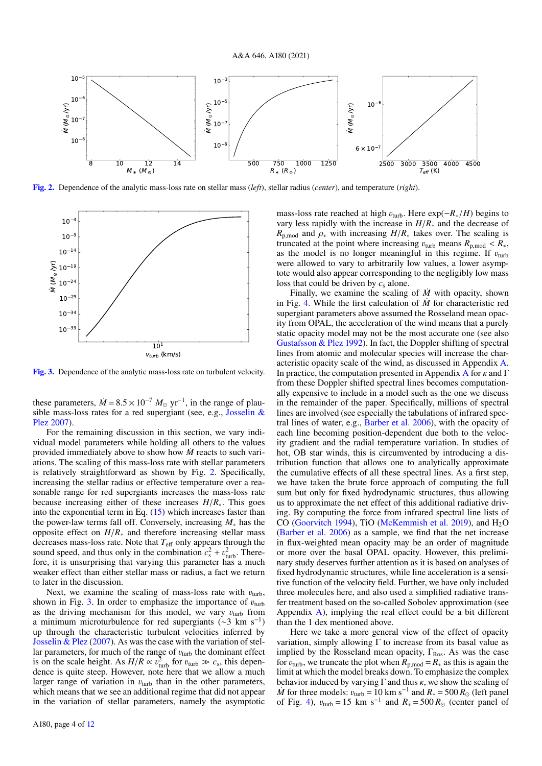$\dot{M}$ ($M_\odot$/yr)
$10^{-5}$
$10^{-6}$
$10^{-7}$
$10^{-8}$
8 10 12 14
$M_*$ ($M_\odot$)

$\dot{M}$ ($M_\odot$/yr)
$10^{-3}$
$10^{-5}$
$10^{-7}$
$10^{-9}$
500 750 1000 1250
$R_*$ ($R_\odot$)

$\dot{M}$ ($M_\odot$/yr)
$10^{-6}$
$6\times10^{-7}$
2500 3000 3500 4000 4500
$T_{eff}$ (K)

**Fig. 2.** Dependence of the analytic mass-loss rate on stellar mass (*left*), stellar radius (*center*), and temperature (*right*).

$\dot{M}$ ($M_\odot$/yr)
$10^{-4}$
$10^{-9}$
$10^{-14}$
$10^{-19}$
$10^{-24}$
$10^{-29}$
$10^{-34}$
$10^{-39}$
$10^{1}$
$v_{turb}$ (km/s)

**Fig. 3.** Dependence of the analytic mass-loss rate on turbulent velocity.

these parameters, $\dot{M} = 8.5\times10^{-7}\ M_\odot\ \mathrm{yr}^{-1}$, in the range of plausible mass-loss rates for a red supergiant (see, e.g., Josselin & Plez 2007).

For the remaining discussion in this section, we vary individual model parameters while holding all others to the values provided immediately above to show how $\dot{M}$ reacts to such variations. The scaling of this mass-loss rate with stellar parameters is relatively straightforward as shown by Fig. 2. Specifically, increasing the stellar radius or effective temperature over a reasonable range for red supergiants increases the mass-loss rate because increasing either of these increases $H/R_*$. This goes into the exponential term in Eq. (15) which increases faster than the power-law terms fall off. Conversely, increasing $M_*$ has the opposite effect on $H/R_*$ and therefore increasing stellar mass decreases mass-loss rate. Note that $T_{\mathrm{eff}}$ only appears through the sound speed, and thus only in the combination $c_s^2 + v_{\mathrm{turb}}^2$. Therefore, it is unsurprising that varying this parameter has a much weaker effect than either stellar mass or radius, a fact we return to later in the discussion.

Next, we examine the scaling of mass-loss rate with $v_{\mathrm{turb}}$, shown in Fig. 3. In order to emphasize the importance of $v_{\mathrm{turb}}$ as the driving mechanism for this model, we vary $v_{\mathrm{turb}}$ from a minimum microturbulence for red supergiants (~3 km s$^{-1}$) up through the characteristic turbulent velocities inferred by Josselin & Plez (2007). As was the case with the variation of stellar parameters, for much of the range of $v_{\mathrm{turb}}$ the dominant effect is on the scale height. As $H/R \propto v_{\mathrm{turb}}^2$ for $v_{\mathrm{turb}} \gg c_s$, this dependence is quite steep. However, note here that we allow a much larger range of variation in $v_{\mathrm{turb}}$ than in the other parameters, which means that we see an additional regime that did not appear in the variation of stellar parameters, namely the asymptotic mass-loss rate reached at high $v_{\mathrm{turb}}$. Here $\exp(-R_*/H)$ begins to vary less rapidly with the increase in $H/R_*$ and the decrease of $R_{\mathrm{p,mod}}$ and $\rho_*$ with increasing $H/R_*$ takes over. The scaling is truncated at the point where increasing $v_{\mathrm{turb}}$ means $R_{\mathrm{p,mod}} < R_*$, as the model is no longer meaningful in this regime. If $v_{\mathrm{turb}}$ were allowed to vary to arbitrarily low values, a lower asymptote would also appear corresponding to the negligibly low mass loss that could be driven by $c_s$ alone.

Finally, we examine the scaling of $\dot{M}$ with opacity, shown in Fig. 4. While the first calculation of $\dot{M}$ for characteristic red supergiant parameters above assumed the Rosseland mean opacity from OPAL, the acceleration of the wind means that a purely static opacity model may not be the most accurate one (see also Gustafsson & Plez 1992). In fact, the Doppler shifting of spectral lines from atomic and molecular species will increase the characteristic opacity scale of the wind, as discussed in Appendix A. In practice, the computation presented in Appendix A for $\kappa$ and $\Gamma$ from these Doppler shifted spectral lines becomes computationally expensive to include in a model such as the one we discuss in the remainder of the paper. Specifically, millions of spectral lines are involved (see especially the tabulations of infrared spectral lines of water, e.g., Barber et al. 2006), with the opacity of each line becoming position-dependent due both to the velocity gradient and the radial temperature variation. In studies of hot, OB star winds, this is circumvented by introducing a distribution function that allows one to analytically approximate the cumulative effects of all these spectral lines. As a first step, we have taken the brute force approach of computing the full sum but only for fixed hydrodynamic structures, thus allowing us to approximate the net effect of this additional radiative driving. By computing the force from infrared spectral line lists of CO (Goorvitch 1994), TiO (McKemmish et al. 2019), and $H_2O$ (Barber et al. 2006) as a sample, we find that the net increase in flux-weighted mean opacity may be an order of magnitude or more over the basal OPAL opacity. However, this preliminary study deserves further attention as it is based on analyses of fixed hydrodynamic structures, while line acceleration is a sensitive function of the velocity field. Further, we have only included three molecules here, and also used a simplified radiative transfer treatment based on the so-called Sobolev approximation (see Appendix A), implying the real effect could be a bit different than the 1 dex mentioned above.

Here we take a more general view of the effect of opacity variation, simply allowing $\Gamma$ to increase from its basal value as implied by the Rosseland mean opacity, $\Gamma_{\mathrm{Ros}}$. As was the case for $v_{\mathrm{turb}}$, we truncate the plot when $R_{\mathrm{p,mod}} = R_*$ as this is again the limit at which the model breaks down. To emphasize the complex behavior induced by varying $\Gamma$ and thus $\kappa$, we show the scaling of $\dot{M}$ for three models: $v_{\mathrm{turb}} = 10$ km s$^{-1}$ and $R_* = 500\,R_\odot$ (left panel of Fig. 4), $v_{\mathrm{turb}} = 15$ km s$^{-1}$ and $R_* = 500\,R_\odot$ (center panel of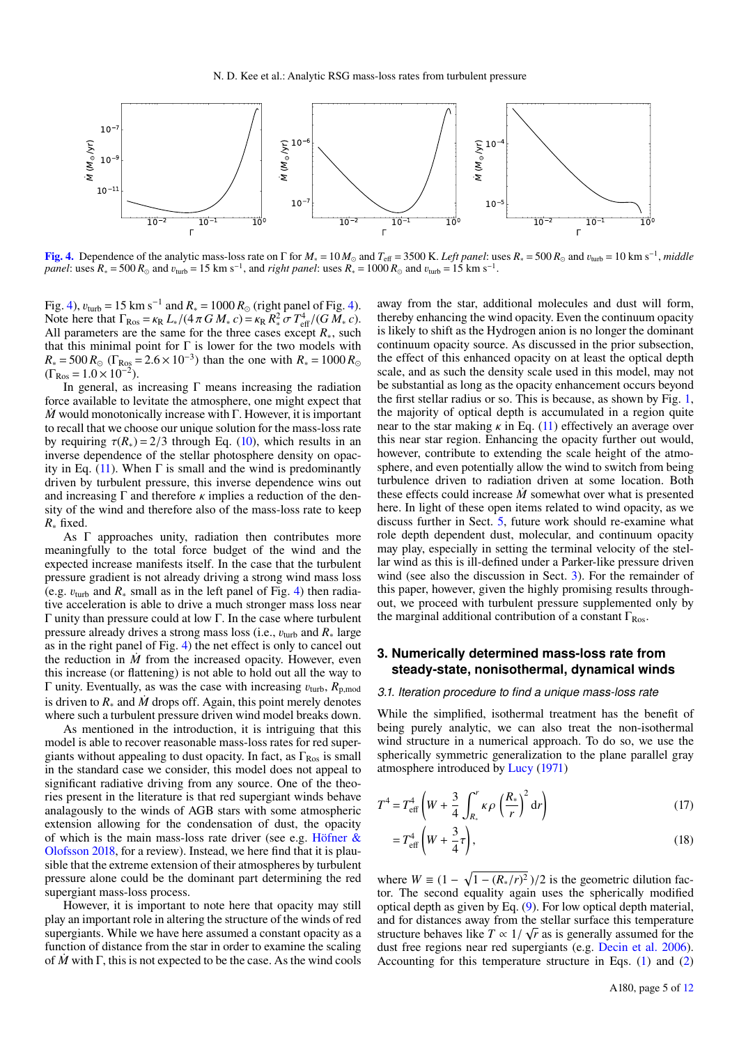$10^{-7}$

$10^{-9}$

$10^{-11}$

$\dot{M}$ ($M_\odot$/yr)

$10^{-2}$ $10^{-1}$ $10^{0}$

Γ

$10^{-6}$

$10^{-7}$

$\dot{M}$ ($M_\odot$/yr)

$10^{-2}$ $10^{-1}$ $10^{0}$

Γ

$10^{-4}$

$10^{-5}$

$\dot{M}$ ($M_\odot$/yr)

$10^{-2}$ $10^{-1}$ $10^{0}$

Γ

**Fig. 4.** Dependence of the analytic mass-loss rate on Γ for $M_* = 10\,M_\odot$ and $T_{\rm eff} = 3500$ K. *Left panel*: uses $R_* = 500\,R_\odot$ and $v_{\rm turb} = 10$ km s$^{-1}$, *middle panel*: uses $R_* = 500\,R_\odot$ and $v_{\rm turb} = 15$ km s$^{-1}$, and *right panel*: uses $R_* = 1000\,R_\odot$ and $v_{\rm turb} = 15$ km s$^{-1}$.

Fig. 4), $v_{\rm turb} = 15$ km s$^{-1}$ and $R_* = 1000\,R_\odot$ (right panel of Fig. 4). Note here that $\Gamma_{\rm Ros} = \kappa_{\rm R}\,L_*/(4\,\pi\,G\,M_*\,c) = \kappa_{\rm R}\,R_*^2\,\sigma\,T_{\rm eff}^4/(G\,M_*\,c)$. All parameters are the same for the three cases except $R_*$, such that this minimal point for Γ is lower for the two models with $R_* = 500\,R_\odot$ ($\Gamma_{\rm Ros} = 2.6 \times 10^{-3}$) than the one with $R_* = 1000\,R_\odot$ ($\Gamma_{\rm Ros} = 1.0 \times 10^{-2}$).

In general, as increasing Γ means increasing the radiation force available to levitate the atmosphere, one might expect that $\dot{M}$ would monotonically increase with Γ. However, it is important to recall that we choose our unique solution for the mass-loss rate by requiring $\tau(R_*) = 2/3$ through Eq. (10), which results in an inverse dependence of the stellar photosphere density on opacity in Eq. (11). When Γ is small and the wind is predominantly driven by turbulent pressure, this inverse dependence wins out and increasing Γ and therefore κ implies a reduction of the density of the wind and therefore also of the mass-loss rate to keep $R_*$ fixed.

As Γ approaches unity, radiation then contributes more meaningfully to the total force budget of the wind and the expected increase manifests itself. In the case that the turbulent pressure gradient is not already driving a strong wind mass loss (e.g. $v_{\rm turb}$ and $R_*$ small as in the left panel of Fig. 4) then radiative acceleration is able to drive a much stronger mass loss near Γ unity than pressure could at low Γ. In the case where turbulent pressure already drives a strong mass loss (i.e., $v_{\rm turb}$ and $R_*$ large as in the right panel of Fig. 4) the net effect is only to cancel out the reduction in $\dot{M}$ from the increased opacity. However, even this increase (or flattening) is not able to hold out all the way to Γ unity. Eventually, as was the case with increasing $v_{\rm turb}$, $R_{\rm p,mod}$ is driven to $R_*$ and $\dot{M}$ drops off. Again, this point merely denotes where such a turbulent pressure driven wind model breaks down.

As mentioned in the introduction, it is intriguing that this model is able to recover reasonable mass-loss rates for red supergiants without appealing to dust opacity. In fact, as $\Gamma_{\rm Ros}$ is small in the standard case we consider, this model does not appeal to significant radiative driving from any source. One of the theories present in the literature is that red supergiant winds behave analagously to the winds of AGB stars with some atmospheric extension allowing for the condensation of dust, the opacity of which is the main mass-loss rate driver (see e.g. Höfner & Olofsson 2018, for a review). Instead, we here find that it is plausible that the extreme extension of their atmospheres by turbulent pressure alone could be the dominant part determining the red supergiant mass-loss process.

However, it is important to note here that opacity may still play an important role in altering the structure of the winds of red supergiants. While we have here assumed a constant opacity as a function of distance from the star in order to examine the scaling of $\dot{M}$ with Γ, this is not expected to be the case. As the wind cools away from the star, additional molecules and dust will form, thereby enhancing the wind opacity. Even the continuum opacity is likely to shift as the Hydrogen anion is no longer the dominant continuum opacity source. As discussed in the prior subsection, the effect of this enhanced opacity on at least the optical depth scale, and as such the density scale used in this model, may not be substantial as long as the opacity enhancement occurs beyond the first stellar radius or so. This is because, as shown by Fig. 1, the majority of optical depth is accumulated in a region quite near to the star making κ in Eq. (11) effectively an average over this near star region. Enhancing the opacity further out would, however, contribute to extending the scale height of the atmosphere, and even potentially allow the wind to switch from being turbulence driven to radiation driven at some location. Both these effects could increase $\dot{M}$ somewhat over what is presented here. In light of these open items related to wind opacity, as we discuss further in Sect. 5, future work should re-examine what role depth dependent dust, molecular, and continuum opacity may play, especially in setting the terminal velocity of the stellar wind as this is ill-defined under a Parker-like pressure driven wind (see also the discussion in Sect. 3). For the remainder of this paper, however, given the highly promising results throughout, we proceed with turbulent pressure supplemented only by the marginal additional contribution of a constant $\Gamma_{\rm Ros}$.

## 3. Numerically determined mass-loss rate from steady-state, nonisothermal, dynamical winds

### 3.1. Iteration procedure to find a unique mass-loss rate

While the simplified, isothermal treatment has the benefit of being purely analytic, we can also treat the non-isothermal wind structure in a numerical approach. To do so, we use the spherically symmetric generalization to the plane parallel gray atmosphere introduced by Lucy (1971)

$$T^4 = T_{\rm eff}^4 \left( W + \frac{3}{4} \int_{R_*}^{r} \kappa \rho \left(\frac{R_*}{r}\right)^2 {\rm d}r \right) \tag{17}$$

$$= T_{\rm eff}^4 \left( W + \frac{3}{4}\tau \right), \tag{18}$$

where $W \equiv (1 - \sqrt{1 - (R_*/r)^2})/2$ is the geometric dilution factor. The second equality again uses the spherically modified optical depth as given by Eq. (9). For low optical depth material, and for distances away from the stellar surface this temperature structure behaves like $T \propto 1/\sqrt{r}$ as is generally assumed for the dust free regions near red supergiants (e.g. Decin et al. 2006). Accounting for this temperature structure in Eqs. (1) and (2)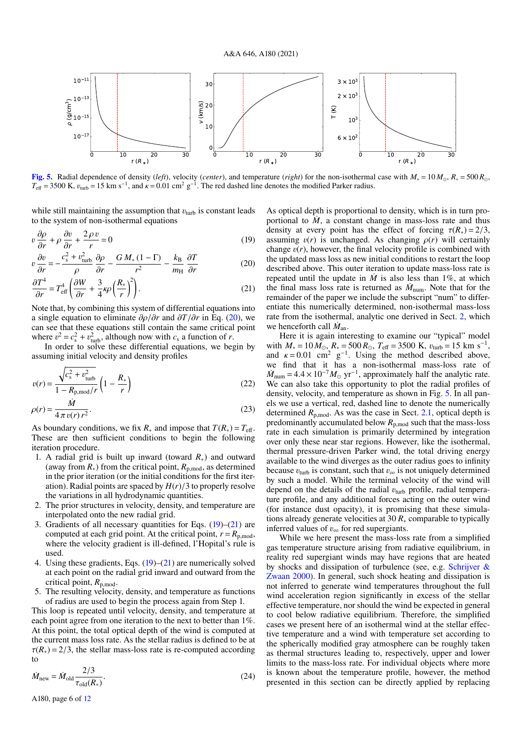ρ (g/cm³)
10^−11
10^−13
10^−15
10^−17
0 10 20 30
r (R_*)

v (km/s)
30
20
10
0
0 10 20 30
r (R_*)

T (K)
3 × 10³
2 × 10³
10³
6 × 10²
0 10 20 30
r (R_*)

**Fig. 5.** Radial dependence of density (*left*), velocity (*center*), and temperature (*right*) for the non-isothermal case with $M_* = 10\,M_\odot$, $R_* = 500\,R_\odot$, $T_{\rm eff} = 3500$ K, $v_{\rm turb} = 15$ km s$^{-1}$, and $\kappa = 0.01$ cm$^2$ g$^{-1}$. The red dashed line denotes the modified Parker radius.

while still maintaining the assumption that $v_{\rm turb}$ is constant leads to the system of non-isothermal equations

$$v\,\frac{\partial \rho}{\partial r} + \rho\,\frac{\partial v}{\partial r} + \frac{2\,\rho\,v}{r} = 0 \tag{19}$$

$$v\,\frac{\partial v}{\partial r} = -\frac{c_{\rm s}^2 + v_{\rm turb}^2}{\rho}\,\frac{\partial \rho}{\partial r} - \frac{G\,M_*\,(1-\Gamma)}{r^2} - \frac{k_{\rm B}}{m_{\rm H}}\,\frac{\partial T}{\partial r} \tag{20}$$

$$\frac{\partial T^4}{\partial r} = T_{\rm eff}^4\left(\frac{\partial W}{\partial r} + \frac{3}{4}\kappa\rho\left(\frac{R_*}{r}\right)^2\right). \tag{21}$$

Note that, by combining this system of differential equations into a single equation to eliminate $\partial\rho/\partial r$ and $\partial T/\partial r$ in Eq. (20), we can see that these equations still contain the same critical point where $v^2 = c_{\rm s}^2 + v_{\rm turb}^2$, although now with $c_{\rm s}$ a function of $r$.

In order to solve these differential equations, we begin by assuming initial velocity and density profiles

$$v(r) = \frac{\sqrt{c_{\rm s}^2 + v_{\rm turb}^2}}{1 - R_{\rm p,mod}/r}\left(1 - \frac{R_*}{r}\right) \tag{22}$$

$$\rho(r) = \frac{\dot{M}}{4\,\pi\,v(r)\,r^2}. \tag{23}$$

As boundary conditions, we fix $R_*$ and impose that $T(R_*) = T_{\rm eff}$. These are then sufficient conditions to begin the following iteration procedure.

1. A radial grid is built up inward (toward $R_*$) and outward (away from $R_*$) from the critical point, $R_{\rm p,mod}$, as determined in the prior iteration (or the initial conditions for the first iteration). Radial points are spaced by $H(r)/3$ to properly resolve the variations in all hydrodynamic quantities.
2. The prior structures in velocity, density, and temperature are interpolated onto the new radial grid.
3. Gradients of all necessary quantities for Eqs. (19)–(21) are computed at each grid point. At the critical point, $r = R_{\rm p,mod}$, where the velocity gradient is ill-defined, l'Hopital's rule is used.
4. Using these gradients, Eqs. (19)–(21) are numerically solved at each point on the radial grid inward and outward from the critical point, $R_{\rm p,mod}$.
5. The resulting velocity, density, and temperature as functions of radius are used to begin the process again from Step 1.

This loop is repeated until velocity, density, and temperature at each point agree from one iteration to the next to better than 1%. At this point, the total optical depth of the wind is computed at the current mass loss rate. As the stellar radius is defined to be at $\tau(R_*) = 2/3$, the stellar mass-loss rate is re-computed according to

$$\dot{M}_{\rm new} = \dot{M}_{\rm old}\,\frac{2/3}{\tau_{\rm old}(R_*)}. \tag{24}$$

As optical depth is proportional to density, which is in turn proportional to $\dot{M}$, a constant change in mass-loss rate and thus density at every point has the effect of forcing $\tau(R_*) = 2/3$, assuming $v(r)$ is unchanged. As changing $\rho(r)$ will certainly change $v(r)$, however, the final velocity profile is combined with the updated mass loss as new initial conditions to restart the loop described above. This outer iteration to update mass-loss rate is repeated until the update in $\dot{M}$ is also less than 1%, at which the final mass loss rate is returned as $\dot{M}_{\rm num}$. Note that for the remainder of the paper we include the subscript "num" to differentiate this numerically determined, non-isothermal mass-loss rate from the isothermal, analytic one derived in Sect. 2, which we henceforth call $\dot{M}_{\rm an}$.

Here it is again interesting to examine our "typical" model with $M_* = 10\,M_\odot$, $R_* = 500\,R_\odot$, $T_{\rm eff} = 3500$ K, $v_{\rm turb} = 15$ km s$^{-1}$, and $\kappa = 0.01$ cm$^2$ g$^{-1}$. Using the method described above, we find that it has a non-isothermal mass-loss rate of $\dot{M}_{\rm num} = 4.4 \times 10^{-7} M_\odot$ yr$^{-1}$, approximately half the analytic rate. We can also take this opportunity to plot the radial profiles of density, velocity, and temperature as shown in Fig. 5. In all panels we use a vertical, red, dashed line to denote the numerically determined $R_{\rm p,mod}$. As was the case in Sect. 2.1, optical depth is predominantly accumulated below $R_{\rm p,mod}$ such that the mass-loss rate in each simulation is primarily determined by integration over only these near star regions. However, like the isothermal, thermal pressure-driven Parker wind, the total driving energy available to the wind diverges as the outer radius goes to infinity because $v_{\rm turb}$ is constant, such that $v_\infty$ is not uniquely determined by such a model. While the terminal velocity of the wind will depend on the details of the radial $v_{\rm turb}$ profile, radial temperature profile, and any additional forces acting on the outer wind (for instance dust opacity), it is promising that these simulations already generate velocities at 30 $R_*$ comparable to typically inferred values of $v_\infty$ for red supergiants.

While we here present the mass-loss rate from a simplified gas temperature structure arising from radiative equilibrium, in reality red supergiant winds may have regions that are heated by shocks and dissipation of turbulence (see, e.g. Schrijver & Zwaan 2000). In general, such shock heating and dissipation is not inferred to generate wind temperatures throughout the full wind acceleration region significantly in excess of the stellar effective temperature, nor should the wind be expected in general to cool below radiative equilibrium. Therefore, the simplified cases we present here of an isothermal wind at the stellar effective temperature and a wind with temperature set according to the spherically modified gray atmosphere can be roughly taken as thermal structures leading to, respectively, upper and lower limits to the mass-loss rate. For individual objects where more is known about the temperature profile, however, the method presented in this section can be directly applied by replacing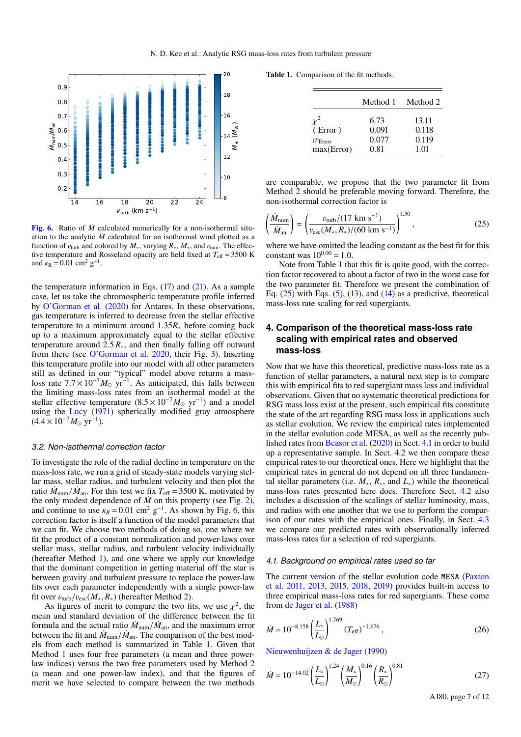Ṁ_num/Ṁ_an
0.9
0.8
0.7
0.6
0.5
0.4
0.3
0.2
14 16 18 20 22 24
$v_{\rm turb}$ (km s$^{-1}$)
$M_*$ ($M_\odot$)
20
18
16
14
12
10
8

**Fig. 6.** Ratio of $\dot{M}$ calculated numerically for a non-isothermal situation to the analytic $\dot{M}$ calculated for an isothermal wind plotted as a function of $v_{\rm turb}$ and colored by $M_*$, varying $R_*$, $M_*$, and $v_{\rm turn}$. The effective temperature and Rosseland opacity are held fixed at $T_{\rm eff} = 3500$ K and $\kappa_{\rm R} = 0.01$ cm$^2$ g$^{-1}$.

the temperature information in Eqs. (17) and (21). As a sample case, let us take the chromospheric temperature profile inferred by O'Gorman et al. (2020) for Antares. In these observations, gas temperature is inferred to decrease from the stellar effective temperature to a minimum around $1.35R_*$ before coming back up to a maximum approximately equal to the stellar effective temperature around $2.5\,R_*$, and then finally falling off outward from there (see O'Gorman et al. 2020, their Fig. 3). Inserting this temperature profile into our model with all other parameters still as defined in our "typical" model above returns a mass-loss rate $7.7\times10^{-7}M_\odot$ yr$^{-1}$. As anticipated, this falls between the limiting mass-loss rates from an isothermal model at the stellar effective temperature ($8.5\times10^{-7}M_\odot$ yr$^{-1}$) and a model using the Lucy (1971) spherically modified gray atmosphere ($4.4\times10^{-7}M_\odot$ yr$^{-1}$).

### 3.2. Non-isothermal correction factor

To investigate the role of the radial decline in temperature on the mass-loss rate, we run a grid of steady-state models varying stellar mass, stellar radius, and turbulent velocity and then plot the ratio $\dot{M}_{\rm num}/\dot{M}_{\rm an}$. For this test we fix $T_{\rm eff} = 3500$ K, motivated by the only modest dependence of $\dot{M}$ on this property (see Fig. 2), and continue to use $\kappa_R = 0.01$ cm$^2$ g$^{-1}$. As shown by Fig. 6, this correction factor is itself a function of the model parameters that we can fit. We choose two methods of doing so, one where we fit the product of a constant normalization and power-laws over stellar mass, stellar radius, and turbulent velocity individually (hereafter Method 1), and one where we apply our knowledge that the dominant competition in getting material off the star is between gravity and turbulent pressure to replace the power-law fits over each parameter independently with a single power-law fit over $v_{\rm turb}/v_{\rm esc}(M_*, R_*)$ (hereafter Method 2).

As figures of merit to compare the two fits, we use $\chi^2$, the mean and standard deviation of the difference between the fit formula and the actual ratio $\dot{M}_{\rm num}/\dot{M}_{\rm an}$, and the maximum error between the fit and $\dot{M}_{\rm num}/\dot{M}_{\rm an}$. The comparison of the best models from each method is summarized in Table 1. Given that Method 1 uses four free parameters (a mean and three power-law indices) versus the two free parameters used by Method 2 (a mean and one power-law index), and that the figures of merit we have selected to compare between the two methods are comparable, we propose that the two parameter fit from Method 2 should be preferable moving forward. Therefore, the non-isothermal correction factor is

**Table 1.** Comparison of the fit methods.

| | Method 1 | Method 2 |
|---|---|---|
| $\chi^2$ | 6.73 | 13.11 |
| $\langle$ Error $\rangle$ | 0.091 | 0.118 |
| $\sigma_{\rm Error}$ | 0.077 | 0.119 |
| max(Error) | 0.81 | 1.01 |

$$\left(\frac{\dot{M}_{\rm num}}{\dot{M}_{\rm an}}\right) = \left(\frac{v_{\rm turb}/(17\ {\rm km\ s^{-1}})}{v_{\rm esc}(M_*, R_*)/(60\ {\rm km\ s^{-1}})}\right)^{1.30}, \tag{25}$$

where we have omitted the leading constant as the best fit for this constant was $10^{0.00} = 1.0$.

Note from Table 1 that this fit is quite good, with the correction factor recovered to about a factor of two in the worst case for the two parameter fit. Therefore we present the combination of Eq. (25) with Eqs. (5), (13), and (14) as a predictive, theoretical mass-loss rate scaling for red supergiants.

## 4. Comparison of the theoretical mass-loss rate scaling with empirical rates and observed mass-loss

Now that we have this theoretical, predictive mass-loss rate as a function of stellar parameters, a natural next step is to compare this with empirical fits to red supergiant mass loss and individual observations. Given that no systematic theoretical predictions for RSG mass loss exist at the present, such empirical fits constitute the state of the art regarding RSG mass loss in applications such as stellar evolution. We review the empirical rates implemented in the stellar evolution code MESA, as well as the recently published rates from Beasor et al. (2020) in Sect. 4.1 in order to build up a representative sample. In Sect. 4.2 we then compare these empirical rates to our theoretical ones. Here we highlight that the empirical rates in general do not depend on all three fundamental stellar parameters (i.e. $M_*$, $R_*$, and $L_*$) while the theoretical mass-loss rates presented here does. Therefore Sect. 4.2 also includes a discussion of the scalings of stellar luminosity, mass, and radius with one another that we use to perform the comparison of our rates with the empirical ones. Finally, in Sect. 4.3 we compare our predicted rates with observationally inferred mass-loss rates for a selection of red supergiants.

### 4.1. Background on empirical rates used so far

The current version of the stellar evolution code MESA (Paxton et al. 2011, 2013, 2015, 2018, 2019) provides built-in access to three empirical mass-loss rates for red supergiants. These come from de Jager et al. (1988)

$$\dot{M} = 10^{-8.158}\left(\frac{L_*}{L_\odot}\right)^{1.769}(T_{\rm eff})^{-1.676}, \tag{26}$$

Nieuwenhuijzen & de Jager (1990)

$$\dot{M} = 10^{-14.02}\left(\frac{L_*}{L_\odot}\right)^{1.24}\left(\frac{M_*}{M_\odot}\right)^{0.16}\left(\frac{R_*}{R_\odot}\right)^{0.81} \tag{27}$$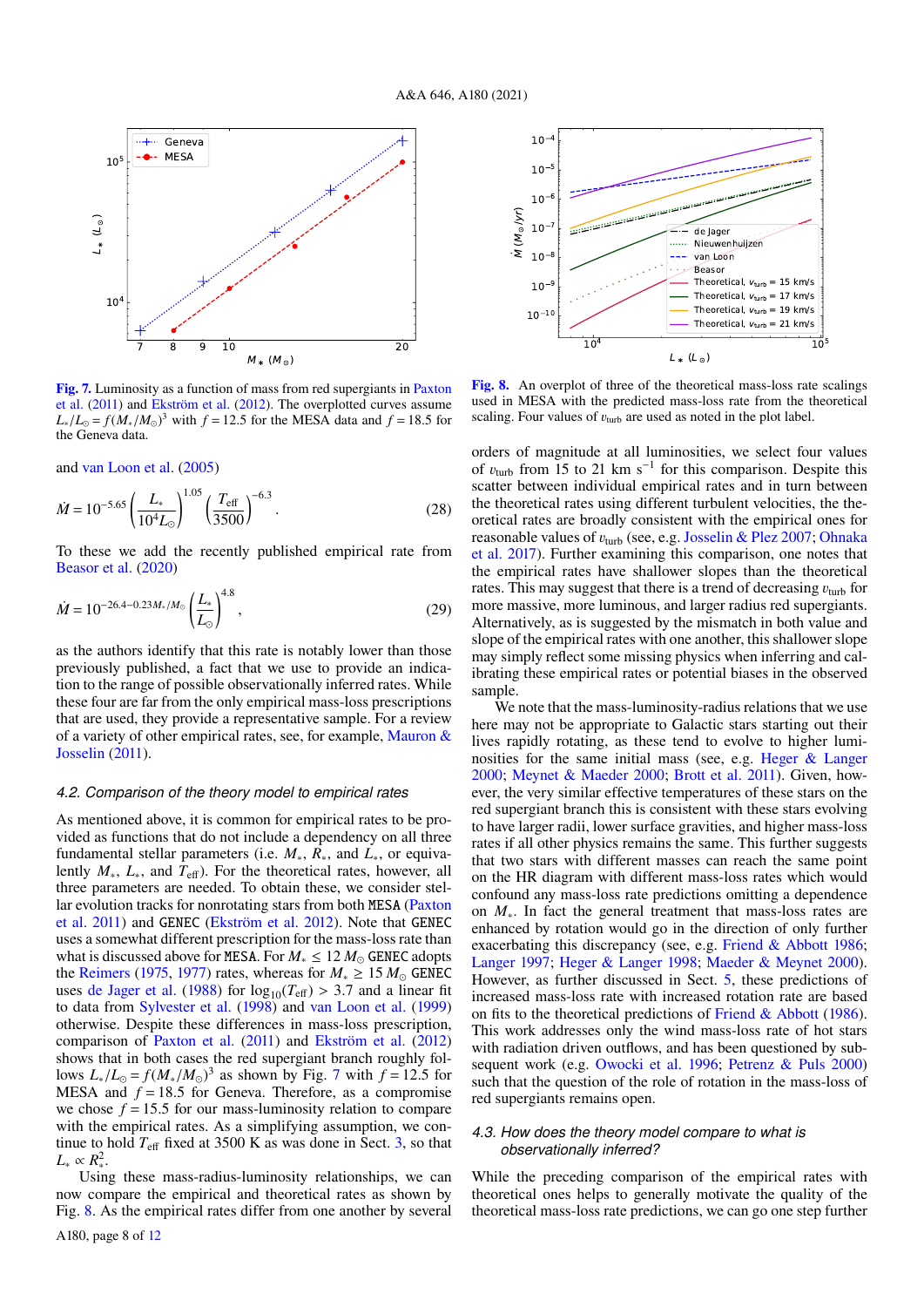Fig. 7. Luminosity as a function of mass from red supergiants in Paxton et al. (2011) and Ekström et al. (2012). The overplotted curves assume $L_*/L_\odot = f(M_*/M_\odot)^3$ with $f = 12.5$ for the MESA data and $f = 18.5$ for the Geneva data.

Fig. 8. An overplot of three of the theoretical mass-loss rate scalings used in MESA with the predicted mass-loss rate from the theoretical scaling. Four values of $v_{\rm turb}$ are used as noted in the plot label.

and van Loon et al. (2005)

$$\dot{M} = 10^{-5.65} \left(\frac{L_*}{10^4 L_\odot}\right)^{1.05} \left(\frac{T_{\rm eff}}{3500}\right)^{-6.3}. \quad (28)$$

To these we add the recently published empirical rate from Beasor et al. (2020)

$$\dot{M} = 10^{-26.4-0.23M_*/M_\odot} \left(\frac{L_*}{L_\odot}\right)^{4.8}, \quad (29)$$

as the authors identify that this rate is notably lower than those previously published, a fact that we use to provide an indication to the range of possible observationally inferred rates. While these four are far from the only empirical mass-loss prescriptions that are used, they provide a representative sample. For a review of a variety of other empirical rates, see, for example, Mauron & Josselin (2011).

### 4.2. Comparison of the theory model to empirical rates

As mentioned above, it is common for empirical rates to be provided as functions that do not include a dependency on all three fundamental stellar parameters (i.e. $M_*$, $R_*$, and $L_*$, or equivalently $M_*$, $L_*$, and $T_{\rm eff}$). For the theoretical rates, however, all three parameters are needed. To obtain these, we consider stellar evolution tracks for nonrotating stars from both MESA (Paxton et al. 2011) and GENEC (Ekström et al. 2012). Note that GENEC uses a somewhat different prescription for the mass-loss rate than what is discussed above for MESA. For $M_* \leq 12\,M_\odot$ GENEC adopts the Reimers (1975, 1977) rates, whereas for $M_* \geq 15\,M_\odot$ GENEC uses de Jager et al. (1988) for $\log_{10}(T_{\rm eff}) > 3.7$ and a linear fit to data from Sylvester et al. (1998) and van Loon et al. (1999) otherwise. Despite these differences in mass-loss prescription, comparison of Paxton et al. (2011) and Ekström et al. (2012) shows that in both cases the red supergiant branch roughly follows $L_*/L_\odot = f(M_*/M_\odot)^3$ as shown by Fig. 7 with $f = 12.5$ for MESA and $f = 18.5$ for Geneva. Therefore, as a compromise we chose $f = 15.5$ for our mass-luminosity relation to compare with the empirical rates. As a simplifying assumption, we continue to hold $T_{\rm eff}$ fixed at 3500 K as was done in Sect. 3, so that $L_* \propto R_*^2$.

Using these mass-radius-luminosity relationships, we can now compare the empirical and theoretical rates as shown by Fig. 8. As the empirical rates differ from one another by several orders of magnitude at all luminosities, we select four values of $v_{\rm turb}$ from 15 to 21 km s$^{-1}$ for this comparison. Despite this scatter between individual empirical rates and in turn between the theoretical rates using different turbulent velocities, the theoretical rates are broadly consistent with the empirical ones for reasonable values of $v_{\rm turb}$ (see, e.g. Josselin & Plez 2007; Ohnaka et al. 2017). Further examining this comparison, one notes that the empirical rates have shallower slopes than the theoretical rates. This may suggest that there is a trend of decreasing $v_{\rm turb}$ for more massive, more luminous, and larger radius red supergiants. Alternatively, as is suggested by the mismatch in both value and slope of the empirical rates with one another, this shallower slope may simply reflect some missing physics when inferring and calibrating these empirical rates or potential biases in the observed sample.

We note that the mass-luminosity-radius relations that we use here may not be appropriate to Galactic stars starting out their lives rapidly rotating, as these tend to evolve to higher luminosities for the same initial mass (see, e.g. Heger & Langer 2000; Meynet & Maeder 2000; Brott et al. 2011). Given, however, the very similar effective temperatures of these stars on the red supergiant branch this is consistent with these stars evolving to have larger radii, lower surface gravities, and higher mass-loss rates if all other physics remains the same. This further suggests that two stars with different masses can reach the same point on the HR diagram with different mass-loss rates which would confound any mass-loss rate predictions omitting a dependence on $M_*$. In fact the general treatment that mass-loss rates are enhanced by rotation would go in the direction of only further exacerbating this discrepancy (see, e.g. Friend & Abbott 1986; Langer 1997; Heger & Langer 1998; Maeder & Meynet 2000). However, as further discussed in Sect. 5, these predictions of increased mass-loss rate with increased rotation rate are based on fits to the theoretical predictions of Friend & Abbott (1986). This work addresses only the wind mass-loss rate of hot stars with radiation driven outflows, and has been questioned by subsequent work (e.g. Owocki et al. 1996; Petrenz & Puls 2000) such that the question of the role of rotation in the mass-loss of red supergiants remains open.

### 4.3. How does the theory model compare to what is observationally inferred?

While the preceding comparison of the empirical rates with theoretical ones helps to generally motivate the quality of the theoretical mass-loss rate predictions, we can go one step further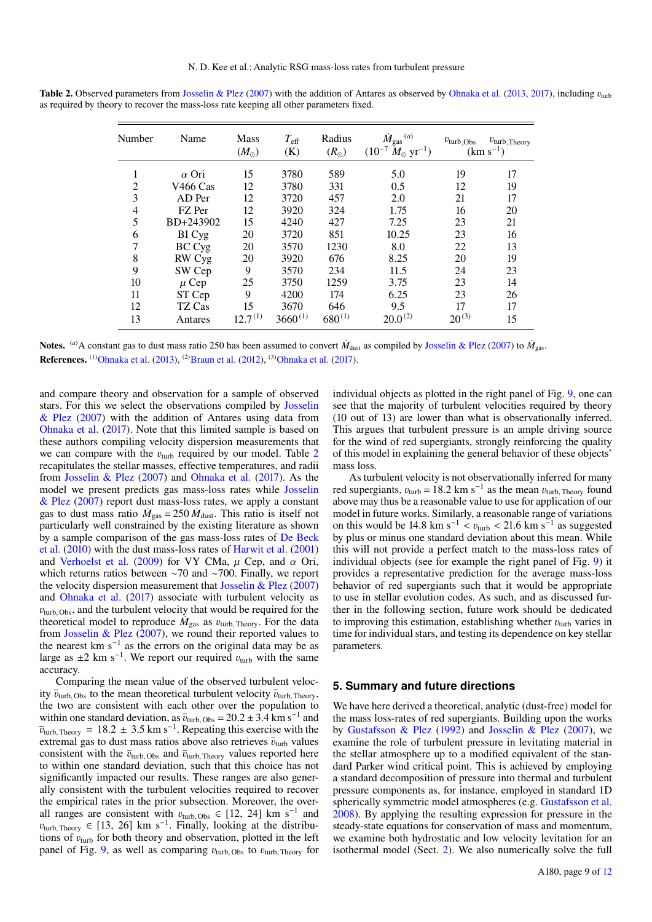**Table 2.** Observed parameters from Josselin & Plez (2007) with the addition of Antares as observed by Ohnaka et al. (2013, 2017), including $v_{\rm turb}$ as required by theory to recover the mass-loss rate keeping all other parameters fixed.

| Number | Name | Mass ($M_\odot$) | $T_{\rm eff}$ (K) | Radius ($R_\odot$) | $\dot{M}_{\rm gas}$ [(a)] ($10^{-7}\,M_\odot\,{\rm yr}^{-1}$) | $v_{\rm turb,Obs}$ (km s$^{-1}$) | $v_{\rm turb,Theory}$ (km s$^{-1}$) |
|---|---|---|---|---|---|---|---|
| 1 | $\alpha$ Ori | 15 | 3780 | 589 | 5.0 | 19 | 17 |
| 2 | V466 Cas | 12 | 3780 | 331 | 0.5 | 12 | 19 |
| 3 | AD Per | 12 | 3720 | 457 | 2.0 | 21 | 17 |
| 4 | FZ Per | 12 | 3920 | 324 | 1.75 | 16 | 20 |
| 5 | BD+243902 | 15 | 4240 | 427 | 7.25 | 23 | 21 |
| 6 | BI Cyg | 20 | 3720 | 851 | 10.25 | 23 | 16 |
| 7 | BC Cyg | 20 | 3570 | 1230 | 8.0 | 22 | 13 |
| 8 | RW Cyg | 20 | 3920 | 676 | 8.25 | 20 | 19 |
| 9 | SW Cep | 9 | 3570 | 234 | 11.5 | 24 | 23 |
| 10 | $\mu$ Cep | 25 | 3750 | 1259 | 3.75 | 23 | 14 |
| 11 | ST Cep | 9 | 4200 | 174 | 6.25 | 23 | 26 |
| 12 | TZ Cas | 15 | 3670 | 646 | 9.5 | 17 | 17 |
| 13 | Antares | 12.7 [(1)] | 3660 [(1)] | 680 [(1)] | 20.0 [(2)] | 20 [(3)] | 15 |

**Notes.** [(a)] A constant gas to dust mass ratio 250 has been assumed to convert $\dot{M}_{\rm dust}$ as compiled by Josselin & Plez (2007) to $\dot{M}_{\rm gas}$.
**References.** [(1)] Ohnaka et al. (2013), [(2)] Braun et al. (2012), [(3)] Ohnaka et al. (2017).

and compare theory and observation for a sample of observed stars. For this we select the observations compiled by Josselin & Plez (2007) with the addition of Antares using data from Ohnaka et al. (2017). Note that this limited sample is based on these authors compiling velocity dispersion measurements that we can compare with the $v_{\rm turb}$ required by our model. Table 2 recapitulates the stellar masses, effective temperatures, and radii from Josselin & Plez (2007) and Ohnaka et al. (2017). As the model we present predicts gas mass-loss rates while Josselin & Plez (2007) report dust mass-loss rates, we apply a constant gas to dust mass ratio $\dot{M}_{\rm gas} = 250\,\dot{M}_{\rm dust}$. This ratio is itself not particularly well constrained by the existing literature as shown by a sample comparison of the gas mass-loss rates of De Beck et al. (2010) with the dust mass-loss rates of Harwit et al. (2001) and Verhoelst et al. (2009) for VY CMa, $\mu$ Cep, and $\alpha$ Ori, which returns ratios between ~70 and ~700. Finally, we report the velocity dispersion measurement that Josselin & Plez (2007) and Ohnaka et al. (2017) associate with turbulent velocity as $v_{\rm turb,\,Obs}$, and the turbulent velocity that would be required for the theoretical model to reproduce $\dot{M}_{\rm gas}$ as $v_{\rm turb,\,Theory}$. For the data from Josselin & Plez (2007), we round their reported values to the nearest km s$^{-1}$ as the errors on the original data may be as large as $\pm 2$ km s$^{-1}$. We report our required $v_{\rm turb}$ with the same accuracy.

Comparing the mean value of the observed turbulent velocity $\bar{v}_{\rm turb,\,Obs}$ to the mean theoretical turbulent velocity $\bar{v}_{\rm turb,\,Theory}$, the two are consistent with each other over the population to within one standard deviation, as $\bar{v}_{\rm turb,\,Obs} = 20.2 \pm 3.4$ km s$^{-1}$ and $\bar{v}_{\rm turb,\,Theory} = 18.2 \pm 3.5$ km s$^{-1}$. Repeating this exercise with the extremal gas to dust mass ratios above also retrieves $\bar{v}_{\rm turb}$ values consistent with the $\bar{v}_{\rm turb,\,Obs}$ and $\bar{v}_{\rm turb,\,Theory}$ values reported here to within one standard deviation, such that this choice has not significantly impacted our results. These ranges are also generally consistent with the turbulent velocities required to recover the empirical rates in the prior subsection. Moreover, the overall ranges are consistent with $v_{\rm turb,\,Obs} \in [12, 24]$ km s$^{-1}$ and $v_{\rm turb,\,Theory} \in [13, 26]$ km s$^{-1}$. Finally, looking at the distributions of $v_{\rm turb}$ for both theory and observation, plotted in the left panel of Fig. 9, as well as comparing $v_{\rm turb,\,Obs}$ to $v_{\rm turb,\,Theory}$ for individual objects as plotted in the right panel of Fig. 9, one can see that the majority of turbulent velocities required by theory (10 out of 13) are lower than what is observationally inferred. This argues that turbulent pressure is an ample driving source for the wind of red supergiants, strongly reinforcing the quality of this model in explaining the general behavior of these objects' mass loss.

As turbulent velocity is not observationally inferred for many red supergiants, $v_{\rm turb} = 18.2$ km s$^{-1}$ as the mean $v_{\rm turb,\,Theory}$ found above may thus be a reasonable value to use for application of our model in future works. Similarly, a reasonable range of variations on this would be 14.8 km s$^{-1}$ $< v_{\rm turb} <$ 21.6 km s$^{-1}$ as suggested by plus or minus one standard deviation about this mean. While this will not provide a perfect match to the mass-loss rates of individual objects (see for example the right panel of Fig. 9) it provides a representative prediction for the average mass-loss behavior of red supergiants such that it would be appropriate to use in stellar evolution codes. As such, and as discussed further in the following section, future work should be dedicated to improving this estimation, establishing whether $v_{\rm turb}$ varies in time for individual stars, and testing its dependence on key stellar parameters.

## 5. Summary and future directions

We have here derived a theoretical, analytic (dust-free) model for the mass loss-rates of red supergiants. Building upon the works by Gustafsson & Plez (1992) and Josselin & Plez (2007), we examine the role of turbulent pressure in levitating material in the stellar atmosphere up to a modified equivalent of the standard Parker wind critical point. This is achieved by employing a standard decomposition of pressure into thermal and turbulent pressure components as, for instance, employed in standard 1D spherically symmetric model atmospheres (e.g. Gustafsson et al. 2008). By applying the resulting expression for pressure in the steady-state equations for conservation of mass and momentum, we examine both hydrostatic and low velocity levitation for an isothermal model (Sect. 2). We also numerically solve the full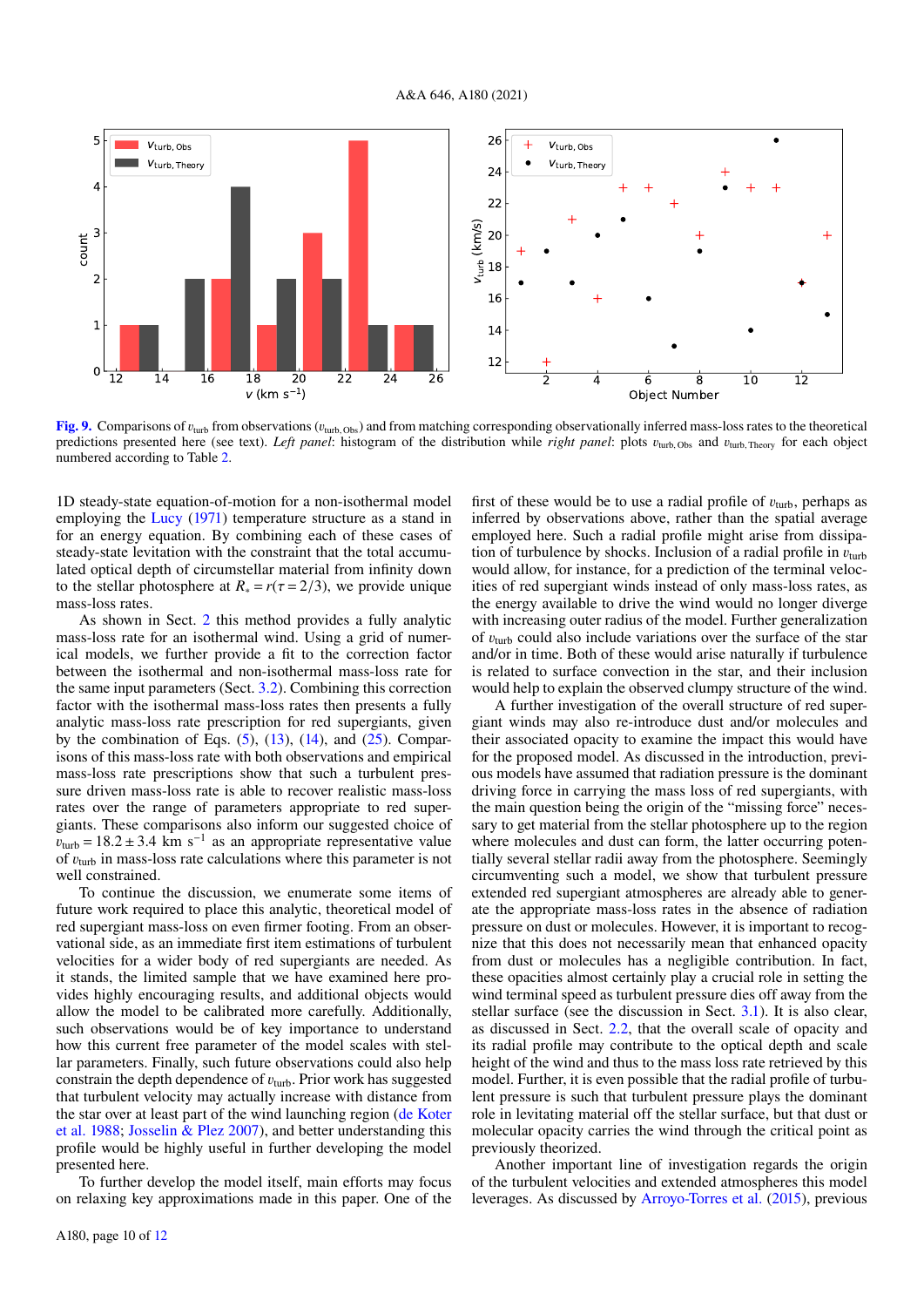5
4
3
2
1
0
count
12
14
16
18
20
22
24
26
$v$ (km s$^{-1}$)
$v_{\rm turb,\,Obs}$
$v_{\rm turb,\,Theory}$

26
24
22
20
18
16
14
12
$v_{\rm turb}$ (km/s)
2
4
6
8
10
12
Object Number
$v_{\rm turb,\,Obs}$
$v_{\rm turb,\,Theory}$

**Fig. 9.** Comparisons of $v_{\rm turb}$ from observations ($v_{\rm turb,\,Obs}$) and from matching corresponding observationally inferred mass-loss rates to the theoretical predictions presented here (see text). *Left panel*: histogram of the distribution while *right panel*: plots $v_{\rm turb,\,Obs}$ and $v_{\rm turb,\,Theory}$ for each object numbered according to Table 2.

1D steady-state equation-of-motion for a non-isothermal model employing the Lucy (1971) temperature structure as a stand in for an energy equation. By combining each of these cases of steady-state levitation with the constraint that the total accumulated optical depth of circumstellar material from infinity down to the stellar photosphere at $R_* = r(\tau = 2/3)$, we provide unique mass-loss rates.

As shown in Sect. 2 this method provides a fully analytic mass-loss rate for an isothermal wind. Using a grid of numerical models, we further provide a fit to the correction factor between the isothermal and non-isothermal mass-loss rate for the same input parameters (Sect. 3.2). Combining this correction factor with the isothermal mass-loss rates then presents a fully analytic mass-loss rate prescription for red supergiants, given by the combination of Eqs. (5), (13), (14), and (25). Comparisons of this mass-loss rate with both observations and empirical mass-loss rate prescriptions show that such a turbulent pressure driven mass-loss rate is able to recover realistic mass-loss rates over the range of parameters appropriate to red supergiants. These comparisons also inform our suggested choice of $v_{\rm turb} = 18.2 \pm 3.4$ km s$^{-1}$ as an appropriate representative value of $v_{\rm turb}$ in mass-loss rate calculations where this parameter is not well constrained.

To continue the discussion, we enumerate some items of future work required to place this analytic, theoretical model of red supergiant mass-loss on even firmer footing. From an observational side, as an immediate first item estimations of turbulent velocities for a wider body of red supergiants are needed. As it stands, the limited sample that we have examined here provides highly encouraging results, and additional objects would allow the model to be calibrated more carefully. Additionally, such observations would be of key importance to understand how this current free parameter of the model scales with stellar parameters. Finally, such future observations could also help constrain the depth dependence of $v_{\rm turb}$. Prior work has suggested that turbulent velocity may actually increase with distance from the star over at least part of the wind launching region (de Koter et al. 1988; Josselin & Plez 2007), and better understanding this profile would be highly useful in further developing the model presented here.

To further develop the model itself, main efforts may focus on relaxing key approximations made in this paper. One of the first of these would be to use a radial profile of $v_{\rm turb}$, perhaps as inferred by observations above, rather than the spatial average employed here. Such a radial profile might arise from dissipation of turbulence by shocks. Inclusion of a radial profile in $v_{\rm turb}$ would allow, for instance, for a prediction of the terminal velocities of red supergiant winds instead of only mass-loss rates, as the energy available to drive the wind would no longer diverge with increasing outer radius of the model. Further generalization of $v_{\rm turb}$ could also include variations over the surface of the star and/or in time. Both of these would arise naturally if turbulence is related to surface convection in the star, and their inclusion would help to explain the observed clumpy structure of the wind.

A further investigation of the overall structure of red supergiant winds may also re-introduce dust and/or molecules and their associated opacity to examine the impact this would have for the proposed model. As discussed in the introduction, previous models have assumed that radiation pressure is the dominant driving force in carrying the mass loss of red supergiants, with the main question being the origin of the "missing force" necessary to get material from the stellar photosphere up to the region where molecules and dust can form, the latter occurring potentially several stellar radii away from the photosphere. Seemingly circumventing such a model, we show that turbulent pressure extended red supergiant atmospheres are already able to generate the appropriate mass-loss rates in the absence of radiation pressure on dust or molecules. However, it is important to recognize that this does not necessarily mean that enhanced opacity from dust or molecules has a negligible contribution. In fact, these opacities almost certainly play a crucial role in setting the wind terminal speed as turbulent pressure dies off away from the stellar surface (see the discussion in Sect. 3.1). It is also clear, as discussed in Sect. 2.2, that the overall scale of opacity and its radial profile may contribute to the optical depth and scale height of the wind and thus to the mass loss rate retrieved by this model. Further, it is even possible that the radial profile of turbulent pressure is such that turbulent pressure plays the dominant role in levitating material off the stellar surface, but that dust or molecular opacity carries the wind through the critical point as previously theorized.

Another important line of investigation regards the origin of the turbulent velocities and extended atmospheres this model leverages. As discussed by Arroyo-Torres et al. (2015), previous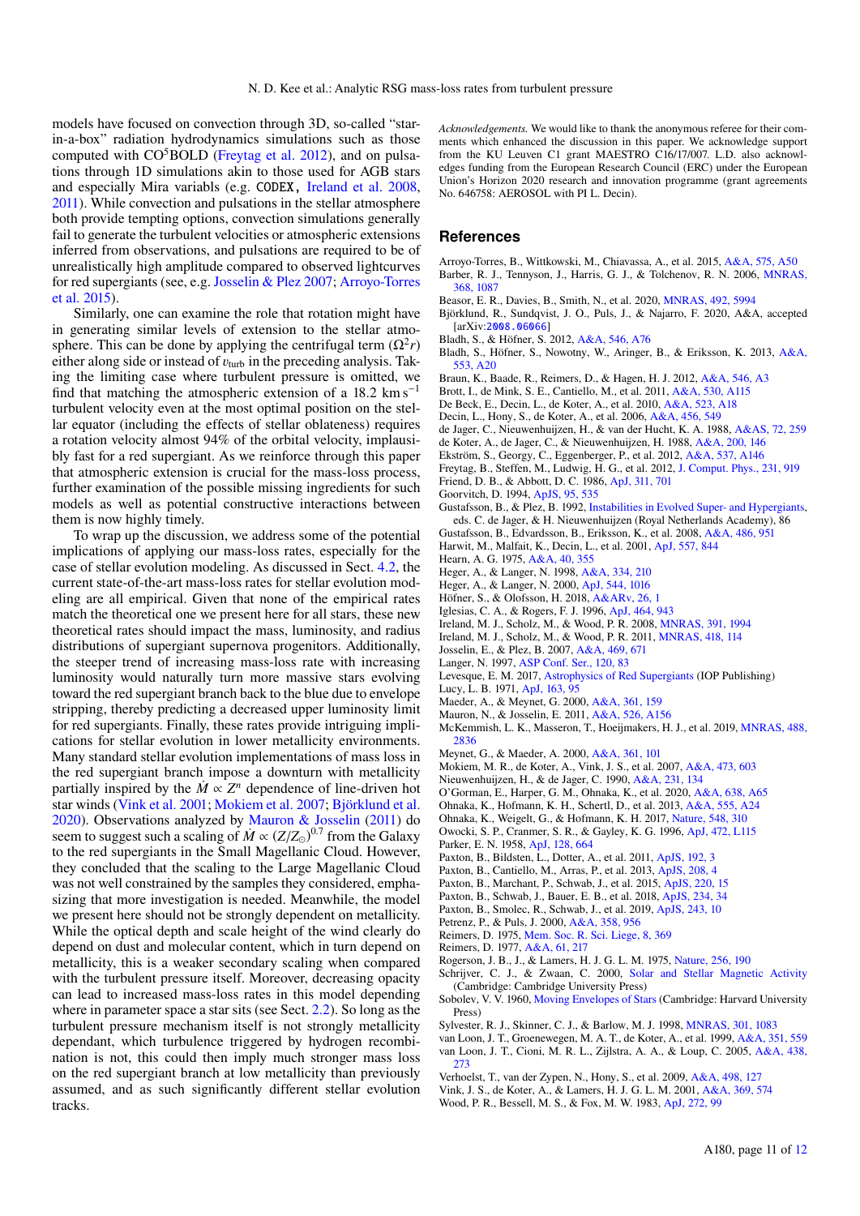models have focused on convection through 3D, so-called "star-in-a-box" radiation hydrodynamics simulations such as those computed with CO[5]BOLD (Freytag et al. 2012), and on pulsations through 1D simulations akin to those used for AGB stars and especially Mira variabls (e.g. CODEX, Ireland et al. 2008, 2011). While convection and pulsations in the stellar atmosphere both provide tempting options, convection simulations generally fail to generate the turbulent velocities or atmospheric extensions inferred from observations, and pulsations are required to be of unrealistically high amplitude compared to observed lightcurves for red supergiants (see, e.g. Josselin & Plez 2007; Arroyo-Torres et al. 2015).

Similarly, one can examine the role that rotation might have in generating similar levels of extension to the stellar atmosphere. This can be done by applying the centrifugal term ($\Omega^2 r$) either along side or instead of $v_{\rm turb}$ in the preceding analysis. Taking the limiting case where turbulent pressure is omitted, we find that matching the atmospheric extension of a 18.2 $\rm km\,s^{-1}$ turbulent velocity even at the most optimal position on the stellar equator (including the effects of stellar oblateness) requires a rotation velocity almost 94% of the orbital velocity, implausibly fast for a red supergiant. As we reinforce through this paper that atmospheric extension is crucial for the mass-loss process, further examination of the possible missing ingredients for such models as well as potential constructive interactions between them is now highly timely.

To wrap up the discussion, we address some of the potential implications of applying our mass-loss rates, especially for the case of stellar evolution modeling. As discussed in Sect. 4.2, the current state-of-the-art mass-loss rates for stellar evolution modeling are all empirical. Given that none of the empirical rates match the theoretical one we present here for all stars, these new theoretical rates should impact the mass, luminosity, and radius distributions of supergiant supernova progenitors. Additionally, the steeper trend of increasing mass-loss rate with increasing luminosity would naturally turn more massive stars evolving toward the red supergiant branch back to the blue due to envelope stripping, thereby predicting a decreased upper luminosity limit for red supergiants. Finally, these rates provide intriguing implications for stellar evolution in lower metallicity environments. Many standard stellar evolution implementations of mass loss in the red supergiant branch impose a downturn with metallicity partially inspired by the $\dot{M} \propto Z^n$ dependence of line-driven hot star winds (Vink et al. 2001; Mokiem et al. 2007; Björklund et al. 2020). Observations analyzed by Mauron & Josselin (2011) do seem to suggest such a scaling of $\dot{M} \propto (Z/Z_{\odot})^{0.7}$ from the Galaxy to the red supergiants in the Small Magellanic Cloud. However, they concluded that the scaling to the Large Magellanic Cloud was not well constrained by the samples they considered, emphasizing that more investigation is needed. Meanwhile, the model we present here should not be strongly dependent on metallicity. While the optical depth and scale height of the wind clearly do depend on dust and molecular content, which in turn depend on metallicity, this is a weaker secondary scaling when compared with the turbulent pressure itself. Moreover, decreasing opacity can lead to increased mass-loss rates in this model depending where in parameter space a star sits (see Sect. 2.2). So long as the turbulent pressure mechanism itself is not strongly metallicity dependant, which turbulence triggered by hydrogen recombination is not, this could then imply much stronger mass loss on the red supergiant branch at low metallicity than previously assumed, and as such significantly different stellar evolution tracks.

*Acknowledgements.* We would like to thank the anonymous referee for their comments which enhanced the discussion in this paper. We acknowledge support from the KU Leuven C1 grant MAESTRO C16/17/007. L.D. also acknowledges funding from the European Research Council (ERC) under the European Union's Horizon 2020 research and innovation programme (grant agreements No. 646758: AEROSOL with PI L. Decin).

## References

Arroyo-Torres, B., Wittkowski, M., Chiavassa, A., et al. 2015, A&A, 575, A50
Barber, R. J., Tennyson, J., Harris, G. J., & Tolchenov, R. N. 2006, MNRAS, 368, 1087
Beasor, E. R., Davies, B., Smith, N., et al. 2020, MNRAS, 492, 5994
Björklund, R., Sundqvist, J. O., Puls, J., & Najarro, F. 2020, A&A, accepted [arXiv:2008.06066]
Bladh, S., & Höfner, S. 2012, A&A, 546, A76
Bladh, S., Höfner, S., Nowotny, W., Aringer, B., & Eriksson, K. 2013, A&A, 553, A20
Braun, K., Baade, R., Reimers, D., & Hagen, H. J. 2012, A&A, 546, A3
Brott, I., de Mink, S. E., Cantiello, M., et al. 2011, A&A, 530, A115
De Beck, E., Decin, L., de Koter, A., et al. 2010, A&A, 523, A18
Decin, L., Hony, S., de Koter, A., et al. 2006, A&A, 456, 549
de Jager, C., Nieuwenhuijzen, H., & van der Hucht, K. A. 1988, A&AS, 72, 259
de Koter, A., de Jager, C., & Nieuwenhuijzen, H. 1988, A&A, 200, 146
Ekström, S., Georgy, C., Eggenberger, P., et al. 2012, A&A, 537, A146
Freytag, B., Steffen, M., Ludwig, H. G., et al. 2012, J. Comput. Phys., 231, 919
Friend, D. B., & Abbott, D. C. 1986, ApJ, 311, 701
Goorvitch, D. 1994, ApJS, 95, 535
Gustafsson, B., & Plez, B. 1992, Instabilities in Evolved Super- and Hypergiants, eds. C. de Jager, & H. Nieuwenhuijzen (Royal Netherlands Academy), 86
Gustafsson, B., Edvardsson, B., Eriksson, K., et al. 2008, A&A, 486, 951
Harwit, M., Malfait, K., Decin, L., et al. 2001, ApJ, 557, 844
Hearn, A. G. 1975, A&A, 40, 355
Heger, A., & Langer, N. 1998, A&A, 334, 210
Heger, A., & Langer, N. 2000, ApJ, 544, 1016
Höfner, S., & Olofsson, H. 2018, A&ARv, 26, 1
Iglesias, C. A., & Rogers, F. J. 1996, ApJ, 464, 943
Ireland, M. J., Scholz, M., & Wood, P. R. 2008, MNRAS, 391, 1994
Ireland, M. J., Scholz, M., & Wood, P. R. 2011, MNRAS, 418, 114
Josselin, E., & Plez, B. 2007, A&A, 469, 671
Langer, N. 1997, ASP Conf. Ser., 120, 83
Levesque, E. M. 2017, Astrophysics of Red Supergiants (IOP Publishing)
Lucy, L. B. 1971, ApJ, 163, 95
Maeder, A., & Meynet, G. 2000, A&A, 361, 159
Mauron, N., & Josselin, E. 2011, A&A, 526, A156
McKemmish, L. K., Masseron, T., Hoeijmakers, H. J., et al. 2019, MNRAS, 488, 2836
Meynet, G., & Maeder, A. 2000, A&A, 361, 101
Mokiem, M. R., de Koter, A., Vink, J. S., et al. 2007, A&A, 473, 603
Nieuwenhuijzen, H., & de Jager, C. 1990, A&A, 231, 134
O'Gorman, E., Harper, G. M., Ohnaka, K., et al. 2020, A&A, 638, A65
Ohnaka, K., Hofmann, K. H., Schertl, D., et al. 2013, A&A, 555, A24
Ohnaka, K., Weigelt, G., & Hofmann, K. H. 2017, Nature, 548, 310
Owocki, S. P., Cranmer, S. R., & Gayley, K. G. 1996, ApJ, 472, L115
Parker, E. N. 1958, ApJ, 128, 664
Paxton, B., Bildsten, L., Dotter, A., et al. 2011, ApJS, 192, 3
Paxton, B., Cantiello, M., Arras, P., et al. 2013, ApJS, 208, 4
Paxton, B., Marchant, P., Schwab, J., et al. 2015, ApJS, 220, 15
Paxton, B., Schwab, J., Bauer, E. B., et al. 2018, ApJS, 234, 34
Paxton, B., Smolec, R., Schwab, J., et al. 2019, ApJS, 243, 10
Petrenz, P., & Puls, J. 2000, A&A, 358, 956
Reimers, D. 1975, Mem. Soc. R. Sci. Liege, 8, 369
Reimers, D. 1977, A&A, 61, 217
Rogerson, J. B. J., & Lamers, H. J. G. L. M. 1975, Nature, 256, 190
Schrijver, C. J., & Zwaan, C. 2000, Solar and Stellar Magnetic Activity (Cambridge: Cambridge University Press)
Sobolev, V. V. 1960, Moving Envelopes of Stars (Cambridge: Harvard University Press)
Sylvester, R. J., Skinner, C. J., & Barlow, M. J. 1998, MNRAS, 301, 1083
van Loon, J. T., Groenewegen, M. A. T., de Koter, A., et al. 1999, A&A, 351, 559
van Loon, J. T., Cioni, M. R. L., Zijlstra, A. A., & Loup, C. 2005, A&A, 438, 273
Verhoelst, T., van der Zypen, N., Hony, S., et al. 2009, A&A, 498, 127
Vink, J. S., de Koter, A., & Lamers, H. J. G. L. M. 2001, A&A, 369, 574
Wood, P. R., Bessell, M. S., & Fox, M. W. 1983, ApJ, 272, 99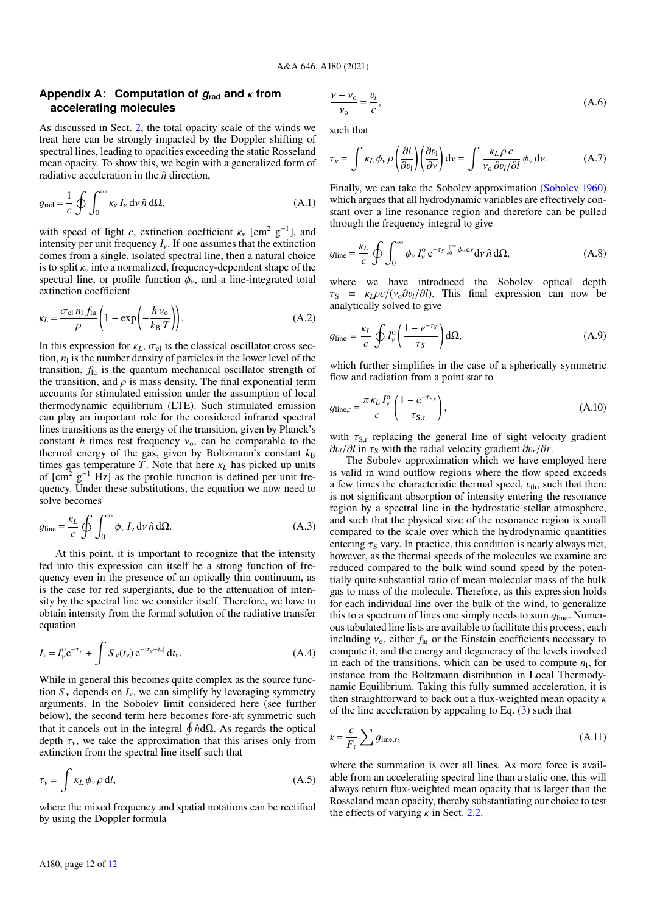## Appendix A: Computation of $g_{\rm rad}$ and $\kappa$ from accelerating molecules

As discussed in Sect. 2, the total opacity scale of the winds we treat here can be strongly impacted by the Doppler shifting of spectral lines, leading to opacities exceeding the static Rosseland mean opacity. To show this, we begin with a generalized form of radiative acceleration in the $\hat{n}$ direction,

$$g_{\rm rad} = \frac{1}{c} \oint \int_0^\infty \kappa_\nu \, I_\nu \, {\rm d}\nu \, \hat{n} \, {\rm d}\Omega, \tag{A.1}$$

with speed of light $c$, extinction coefficient $\kappa_\nu$ [cm$^2$ g$^{-1}$], and intensity per unit frequency $I_\nu$. If one assumes that the extinction comes from a single, isolated spectral line, then a natural choice is to split $\kappa_\nu$ into a normalized, frequency-dependent shape of the spectral line, or profile function $\phi_\nu$, and a line-integrated total extinction coefficient

$$\kappa_L = \frac{\sigma_{\rm cl} \, n_{\rm l} \, f_{\rm lu}}{\rho} \left( 1 - \exp\left( -\frac{h \, \nu_{\rm o}}{k_{\rm B} \, T} \right) \right). \tag{A.2}$$

In this expression for $\kappa_L$, $\sigma_{\rm cl}$ is the classical oscillator cross section, $n_{\rm l}$ is the number density of particles in the lower level of the transition, $f_{\rm lu}$ is the quantum mechanical oscillator strength of the transition, and $\rho$ is mass density. The final exponential term accounts for stimulated emission under the assumption of local thermodynamic equilibrium (LTE). Such stimulated emission can play an important role for the considered infrared spectral lines transitions as the energy of the transition, given by Planck's constant $h$ times rest frequency $\nu_{\rm o}$, can be comparable to the thermal energy of the gas, given by Boltzmann's constant $k_{\rm B}$ times gas temperature $T$. Note that here $\kappa_L$ has picked up units of [cm$^2$ g$^{-1}$ Hz] as the profile function is defined per unit frequency. Under these substitutions, the equation we now need to solve becomes

$$g_{\rm line} = \frac{\kappa_L}{c} \oint \int_0^\infty \phi_\nu \, I_\nu \, {\rm d}\nu \, \hat{n} \, {\rm d}\Omega. \tag{A.3}$$

At this point, it is important to recognize that the intensity fed into this expression can itself be a strong function of frequency even in the presence of an optically thin continuum, as is the case for red supergiants, due to the attenuation of intensity by the spectral line we consider itself. Therefore, we have to obtain intensity from the formal solution of the radiative transfer equation

$$I_\nu = I_\nu^{\rm o} {\rm e}^{-\tau_\nu} + \int S_\nu(t_\nu) \, {\rm e}^{-|\tau_\nu - t_\nu|} \, {\rm d}t_\nu. \tag{A.4}$$

While in general this becomes quite complex as the source function $S_\nu$ depends on $I_\nu$, we can simplify by leveraging symmetry arguments. In the Sobolev limit considered here (see further below), the second term here becomes fore-aft symmetric such that it cancels out in the integral $\oint \hat{n} {\rm d}\Omega$. As regards the optical depth $\tau_\nu$, we take the approximation that this arises only from extinction from the spectral line itself such that

$$\tau_\nu = \int \kappa_L \, \phi_\nu \, \rho \, {\rm d}l, \tag{A.5}$$

where the mixed frequency and spatial notations can be rectified by using the Doppler formula

$$\frac{\nu - \nu_{\rm o}}{\nu_{\rm o}} = \frac{\varv_l}{c}, \tag{A.6}$$

such that

$$\tau_\nu = \int \kappa_L \, \phi_\nu \, \rho \left( \frac{\partial l}{\partial \varv_{\rm l}} \right) \left( \frac{\partial \varv_{\rm l}}{\partial \nu} \right) {\rm d}\nu = \int \frac{\kappa_L \, \rho \, c}{\nu_{\rm o} \, \partial \varv_l / \partial l} \, \phi_\nu \, {\rm d}\nu. \tag{A.7}$$

Finally, we can take the Sobolev approximation (Sobolev 1960) which argues that all hydrodynamic variables are effectively constant over a line resonance region and therefore can be pulled through the frequency integral to give

$$g_{\rm line} = \frac{\kappa_L}{c} \oint \int_0^\infty \phi_\nu \, I_\nu^{\rm o} \, {\rm e}^{-\tau_S \int_0^\infty \phi_\nu \, {\rm d}\nu} {\rm d}\nu \, \hat{n} \, {\rm d}\Omega, \tag{A.8}$$

where we have introduced the Sobolev optical depth $\tau_{\rm S} = \kappa_L \rho c / (\nu_{\rm o} \partial \varv_l / \partial l)$. This final expression can now be analytically solved to give

$$g_{\rm line} = \frac{\kappa_L}{c} \oint I_\nu^{\rm o} \left( \frac{1 - e^{-\tau_S}}{\tau_S} \right) {\rm d}\Omega, \tag{A.9}$$

which further simplifies in the case of a spherically symmetric flow and radiation from a point star to

$$g_{\rm line,r} = \frac{\pi \, \kappa_L \, I_\nu^{\rm o}}{c} \left( \frac{1 - {\rm e}^{-\tau_{\rm S,r}}}{\tau_{\rm S,r}} \right), \tag{A.10}$$

with $\tau_{\rm S,r}$ replacing the general line of sight velocity gradient $\partial \varv_l / \partial l$ in $\tau_{\rm S}$ with the radial velocity gradient $\partial \varv_r / \partial r$.

The Sobolev approximation which we have employed here is valid in wind outflow regions where the flow speed exceeds a few times the characteristic thermal speed, $\varv_{\rm th}$, such that there is not significant absorption of intensity entering the resonance region by a spectral line in the hydrostatic stellar atmosphere, and such that the physical size of the resonance region is small compared to the scale over which the hydrodynamic quantities entering $\tau_{\rm S}$ vary. In practice, this condition is nearly always met, however, as the thermal speeds of the molecules we examine are reduced compared to the bulk wind sound speed by the potentially quite substantial ratio of mean molecular mass of the bulk gas to mass of the molecule. Therefore, as this expression holds for each individual line over the bulk of the wind, to generalize this to a spectrum of lines one simply needs to sum $g_{\rm line}$. Numerous tabulated line lists are available to facilitate this process, each including $\nu_{\rm o}$, either $f_{\rm lu}$ or the Einstein coefficients necessary to compute it, and the energy and degeneracy of the levels involved in each of the transitions, which can be used to compute $n_{\rm l}$, for instance from the Boltzmann distribution in Local Thermodynamic Equilibrium. Taking this fully summed acceleration, it is then straightforward to back out a flux-weighted mean opacity $\kappa$ of the line acceleration by appealing to Eq. (3) such that

$$\kappa = \frac{c}{F_{\rm r}} \sum g_{\rm line,r}, \tag{A.11}$$

where the summation is over all lines. As more force is available from an accelerating spectral line than a static one, this will always return flux-weighted mean opacity that is larger than the Rosseland mean opacity, thereby substantiating our choice to test the effects of varying $\kappa$ in Sect. 2.2.